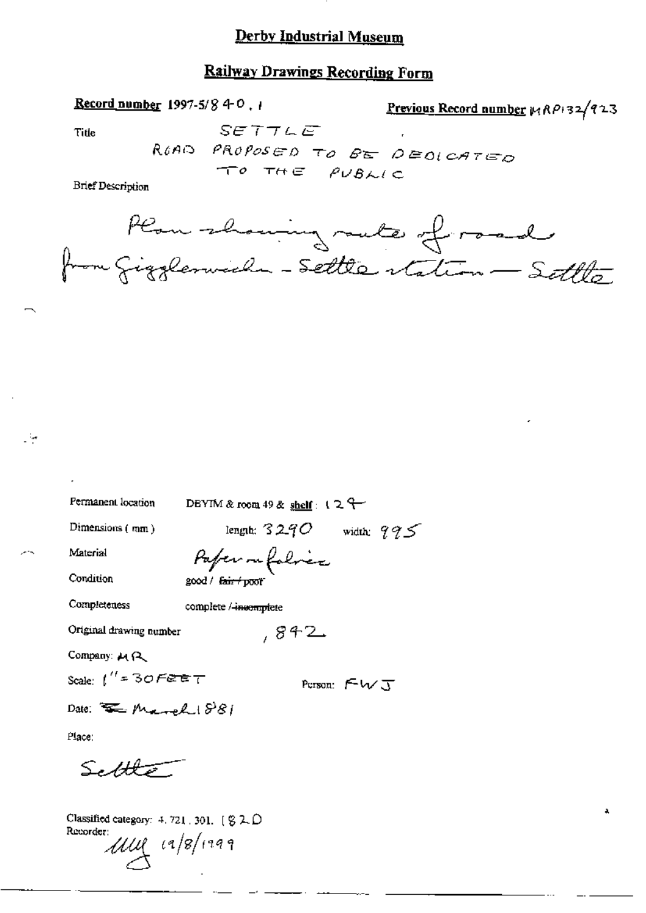# Derby Industrial Museum

## Railway Drawings Recording Form

**Record number** 1997-5/840.1

**Previous Record number** MRP132/923

Title: SETTLE
ROAD PROPOSED TO BE DEDICATED TO THE PUBLIC

Brief Description

Plan showing route of road from Giggleswick - Settle station - Settle

Permanent location: DBYIM & room 49 & shelf: 129

Dimensions (mm): length: 3290 width: 995

Material: Paper on fabric

Condition: good / ~~fair / poor~~

Completeness: complete / ~~incomplete~~

Original drawing number: ,842

Company: MR

Scale: 1" = 30 FEET

Person: FWJ

Date: ~~—~~ March 1881

Place:

Settle

Classified category: 4. 721. 301. [820

Recorder: MMy 19/8/1999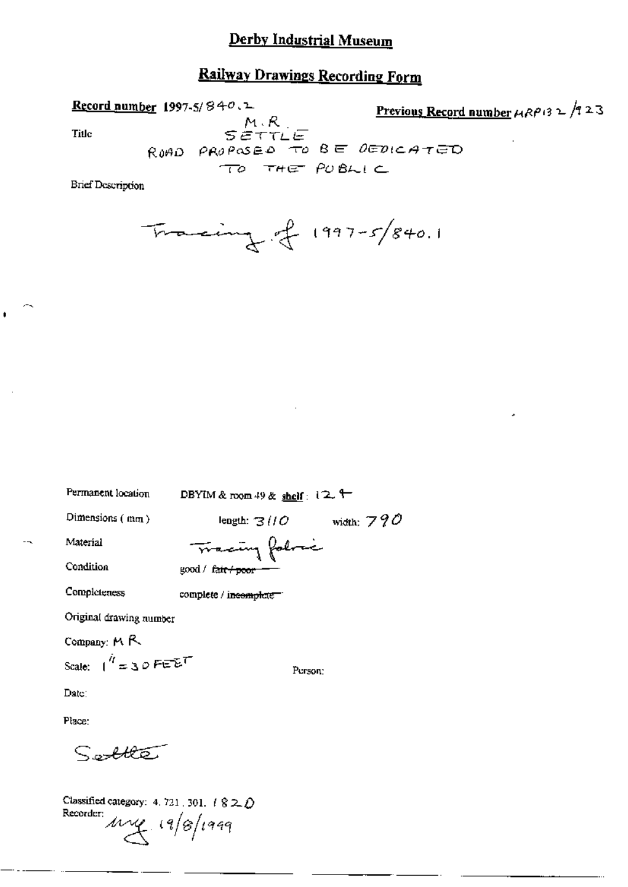# Derby Industrial Museum

## Railway Drawings Recording Form

**Record number** 1997-5/840.2

**Previous Record number** MRP132/923

Title

M.R.
SETTLE
ROAD PROPOSED TO BE DEDICATED
TO THE PUBLIC

Brief Description

Tracing of 1997-5/840.1

Permanent location DBYIM & room 49 & shelf: 12.4

Dimensions (mm) length: 3110 width: 790

Material Tracing fabric

Condition good / ~~fair / poor~~

Completeness complete / ~~incomplete~~

Original drawing number

Company: M R

Scale: 1" = 30 FEET

Person:

Date:

Place:

Settle

Classified category: 4. 721. 301. 182D

Recorder: mg 19/8/1999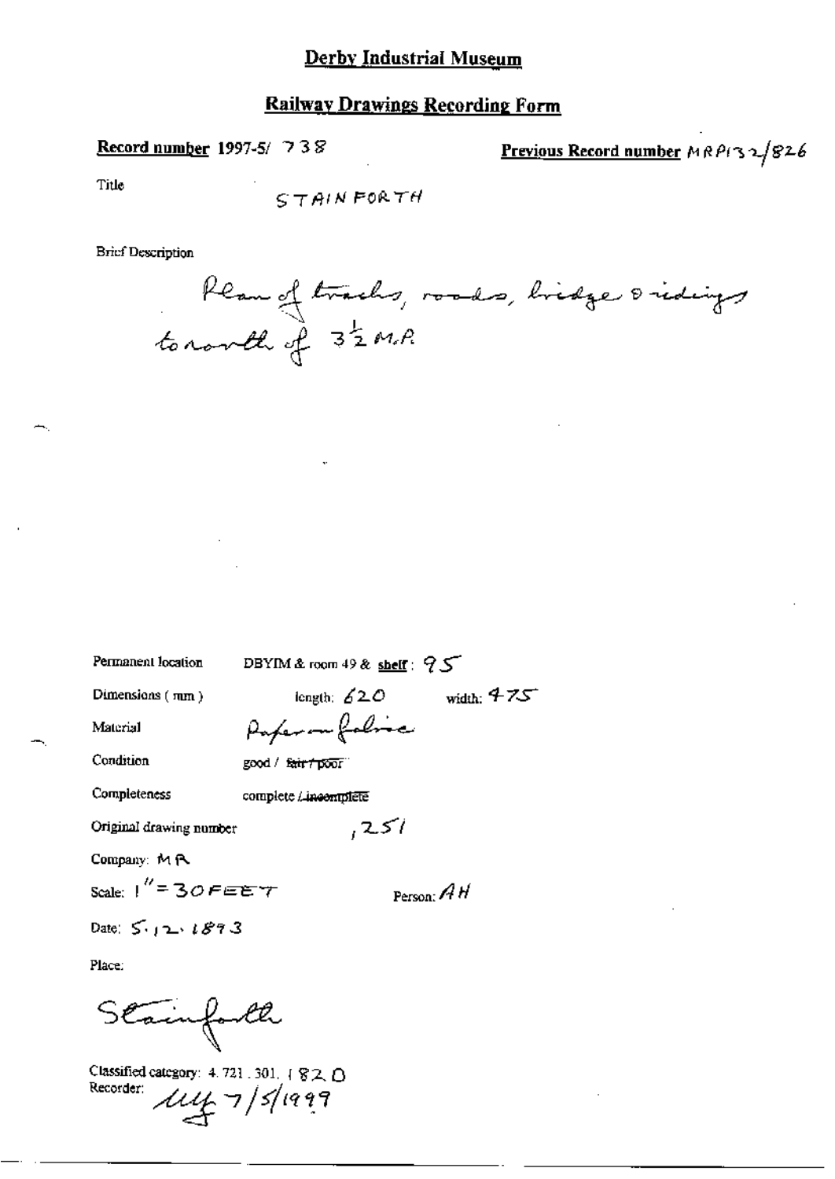# Derby Industrial Museum

## Railway Drawings Recording Form

**Record number** 1997-5/ 738

**Previous Record number** MRP132/826

Title

STAINFORTH

Brief Description

Plan of tracks, roads, bridge & sidings to north of $3\frac{1}{2}$ M.P.

Permanent location: DBYIM & room 49 & **shelf**: 95

Dimensions (mm): length: 620 width: 475

Material: Paper on fabric

Condition: good / ~~fair / poor~~

Completeness: complete / ~~incomplete~~

Original drawing number: ,251

Company: MR

Scale: 1" = 30 FEET

Person: AH

Date: 5.12.1893

Place:

Stainforth

Classified category: 4.721.301.1820

Recorder: ulf 7/5/1999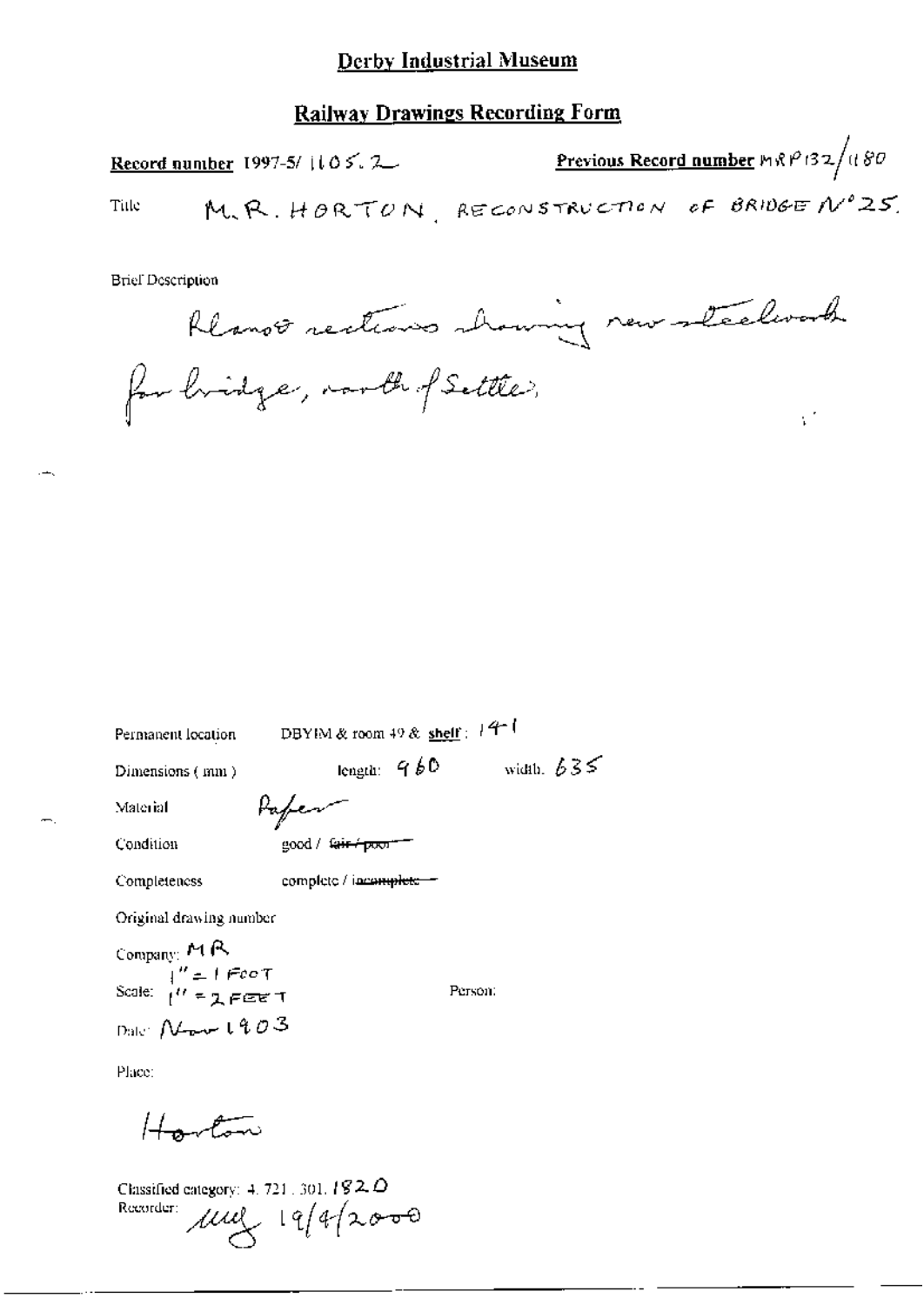## Derby Industrial Museum

## Railway Drawings Recording Form

**Record number** 1997-5/ 1105.2

**Previous Record number** MRP132/1180

Title M.R. HORTON, RECONSTRUCTION OF BRIDGE No 25.

Brief Description

Plans & sections showing new steelwork for bridge, north of Settle.

Permanent location DBYIM & room 49 & **shelf**: 141

Dimensions (mm) length: 960 width: 635

Material Paper

Condition good / ~~fair / poor~~

Completeness complete / ~~incomplete~~

Original drawing number

Company: MR

Scale: 1" = 1 FOOT 1" = 2 FEET

Person:

Date: Nov 1903

Place:

Horton

Classified category: 4. 721. 301. 1820

Recorder: mg 19/4/2000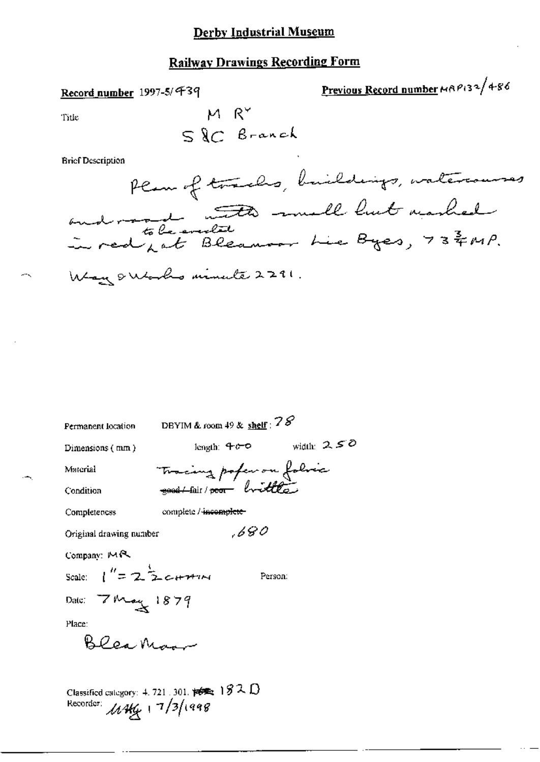# Derby Industrial Museum

## Railway Drawings Recording Form

**Record number** 1997-5/439

**Previous Record number** MRP132/486

Title

M R^y
S&C Branch

Brief Description

Plan of tracks, buildings, watercourses and road with small hut marked in red, to be erected at Bleamoor Lie Byes, 73¾ MP.

Way & Works minute 2291.

Permanent location: DBYIM & room 49 & **shelf**: 78

Dimensions (mm): length: 400 width: 250

Material: Tracing paper on fabric

Condition: ~~good / fair / poor~~ brittle

Completeness: complete / ~~incomplete~~

Original drawing number: 680

Company: MR

Scale: 1" = 2½ chain

Person:

Date: 7 May 1879

Place:

Blea Moor

Classified category: 4.721.301. ~~Y68~~ 182 D

Recorder: MHG 17/3/1998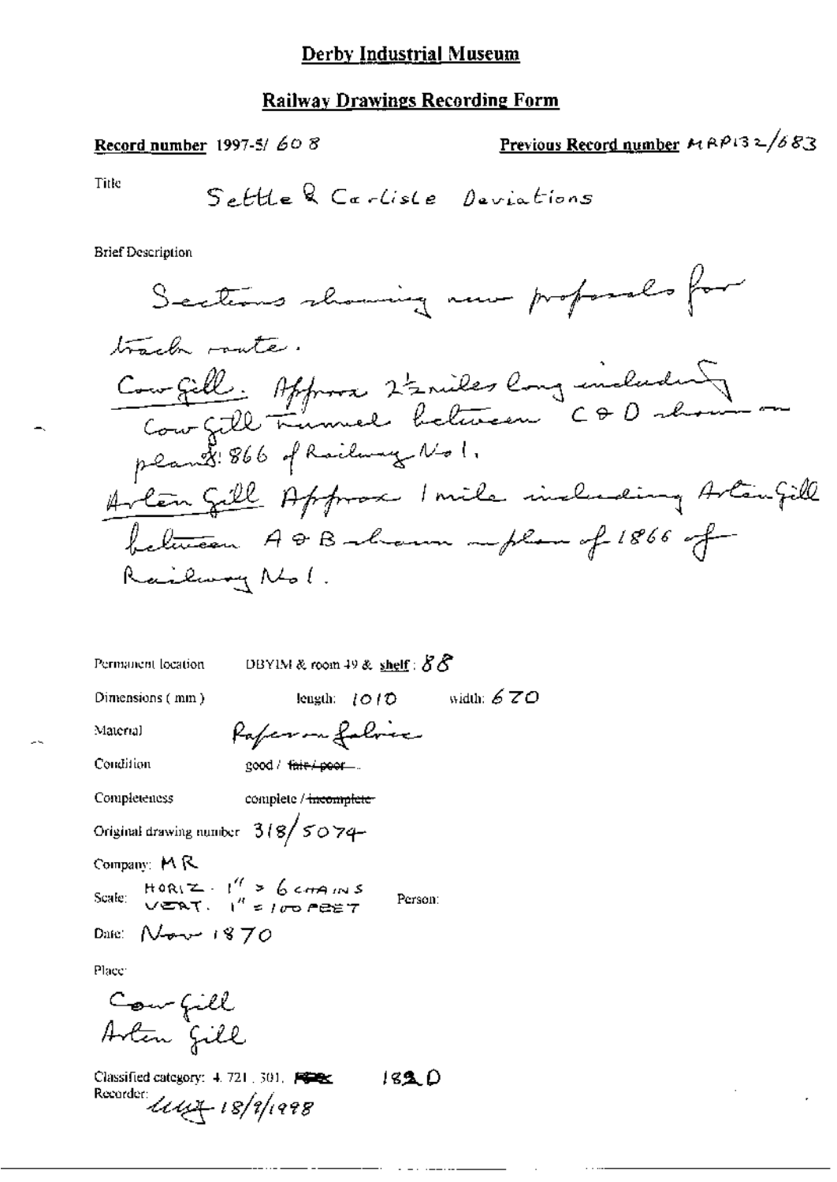# Derby Industrial Museum

## Railway Drawings Recording Form

**Record number** 1997-5/ 608

**Previous Record number** MRP132/683

Title

Settle & Carlisle Deviations

Brief Description

Sections showing new proposals for track route.
Cow Gill. Approx 2½ miles long including Cow Gill Tunnel between C & D shown on plan of 1866 of Railway No 1.
Arten Gill Approx 1 mile including Arten Gill between A & B shown on plan of 1866 of Railway No 1.

Permanent location DBYIM & room 49 & **shelf**: 88

Dimensions (mm) length: 1010 width: 670

Material Paper on fabric

Condition good / ~~fair / poor~~

Completeness complete / ~~incomplete~~

Original drawing number 318/5074

Company: MR

Scale: HORIZ. 1" = 6 CHAINS
VERT. 1" = 100 FEET

Person:

Date: Nov 1870

Place:

Cow Gill
Arten Gill

Classified category: 4. 721. 301. ~~RBC~~ 182 D

Recorder: ~~uuz~~ 18/9/1998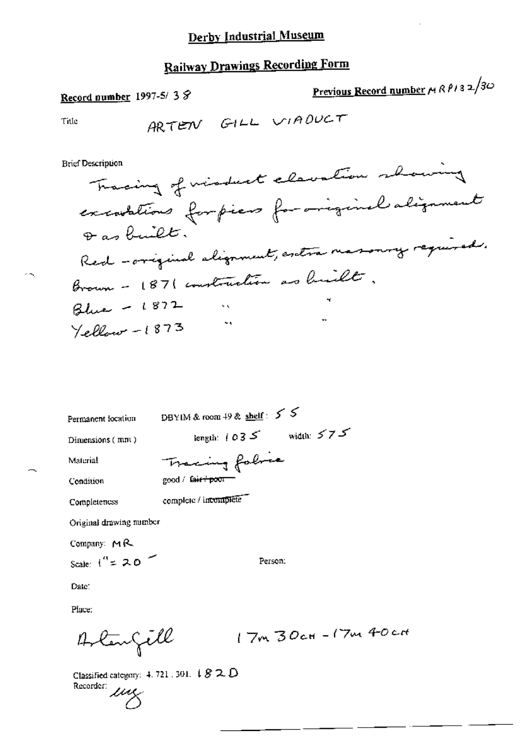# Derby Industrial Museum

## Railway Drawings Recording Form

**Record number** 1997-5/ 38

**Previous Record number** MRP132/30

Title: ARTEN GILL VIADUCT

Brief Description

Tracing of viaduct elevation showing excavations for piers for original alignment & as built.

Red - original alignment, extra masonry required.

Brown - 1871 construction as built.

Blue - 1872 " "

Yellow - 1873 " "

Permanent location: DBYIM & room 49 & **shelf**: 55

Dimensions (mm): length: 1035 width: 575

Material: Tracing fabric

Condition: good / ~~fair / poor~~

Completeness: complete / ~~incomplete~~

Original drawing number

Company: MR

Scale: 1" = 20'

Person:

Date:

Place:

Artengill 17m 30ch - 17m 40ch

Classified category: 4. 721. 301. 182D

Recorder: MG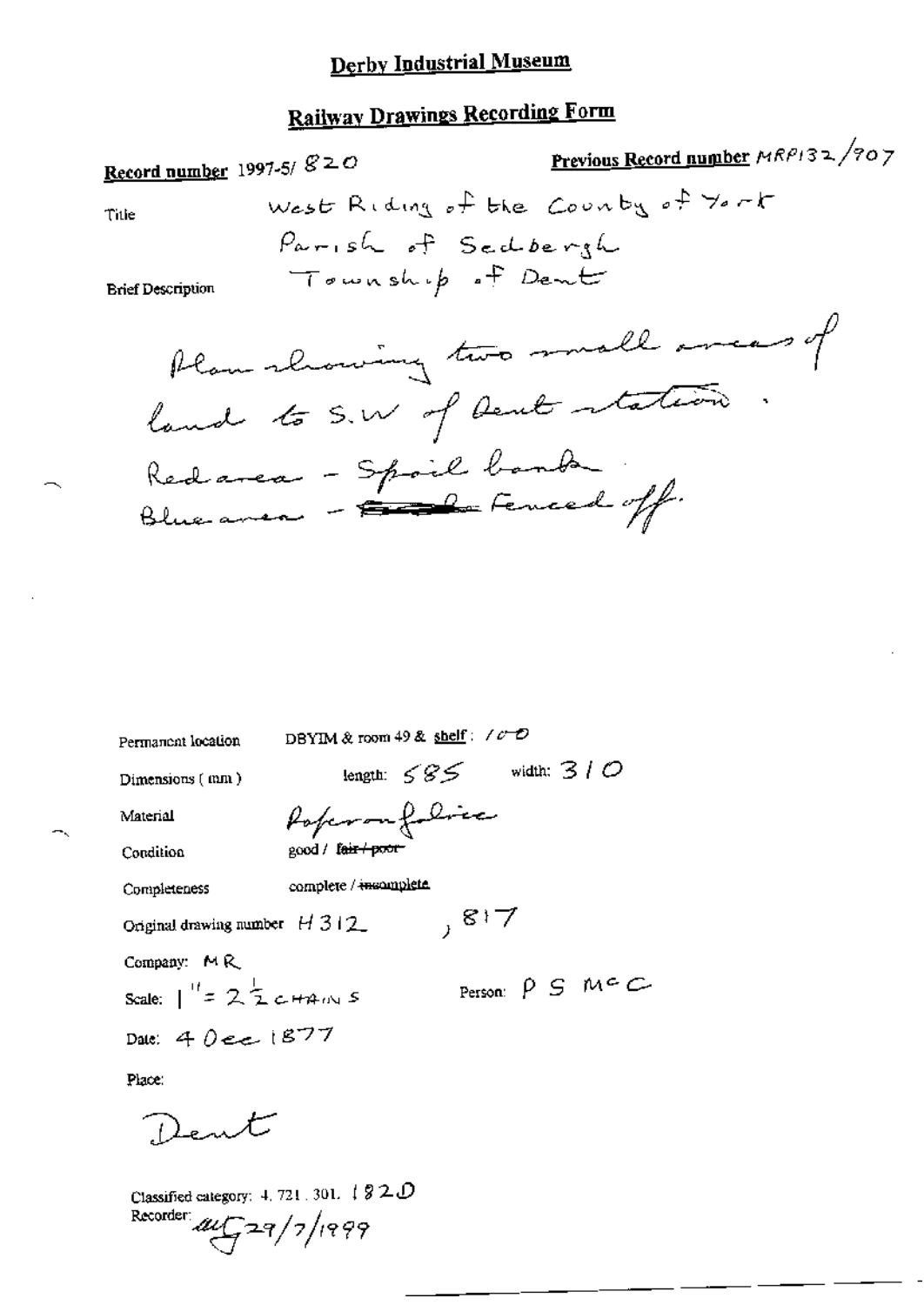# Derby Industrial Museum

## Railway Drawings Recording Form

**Record number** 1997-5/ 820

**Previous Record number** MRP132/907

Title

West Riding of the County of York
Parish of Sedbergh
Township of Dent

Brief Description

Plan showing two small areas of land to S.W of Dent station.
Red area - Spoil bank
Blue area - ~~____~~ Fenced off.

Permanent location DBYIM & room 49 & shelf: 10-D

Dimensions (mm) length: 585 width: 310

Material Paper on folio

Condition good / ~~fair / poor~~

Completeness complete / ~~incomplete~~

Original drawing number H312, 817

Company: MR

Scale: 1" = 2½ CHAINS

Person: P S McC

Date: 4 Dec 1877

Place:

Dent

Classified category: 4. 721. 301. 182D

Recorder: [initials] 29/7/1999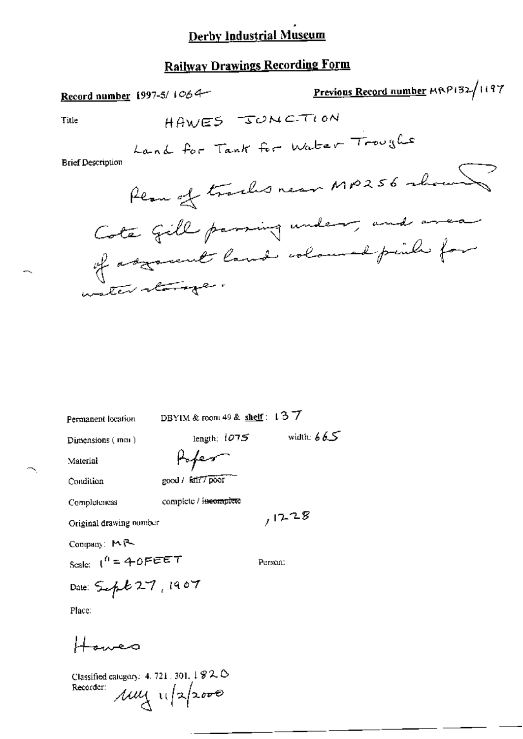# Derby Industrial Museum

## Railway Drawings Recording Form

**Record number** 1997-5/ 1064

**Previous Record number** MRP132/1197

Title: HAWES JUNCTION

Land for Tank for Water Troughs

Brief Description: Plan of tracks near MP256 showing Cote Gill passing under, and area of adjacent land coloured pink for water storage.

Permanent location: DBYIM & room 49 & **shelf**: 137

Dimensions (mm): length: 1075 width: 665

Material: Paper

Condition: good / ~~fair / poor~~

Completeness: complete / ~~incomplete~~

Original drawing number: , 1228

Company: MR

Scale: 1" = 40FEET

Person:

Date: Sept 27, 1907

Place:

Hawes

Classified category: 4. 721. 301. 1820

Recorder: MLG 11/2/2000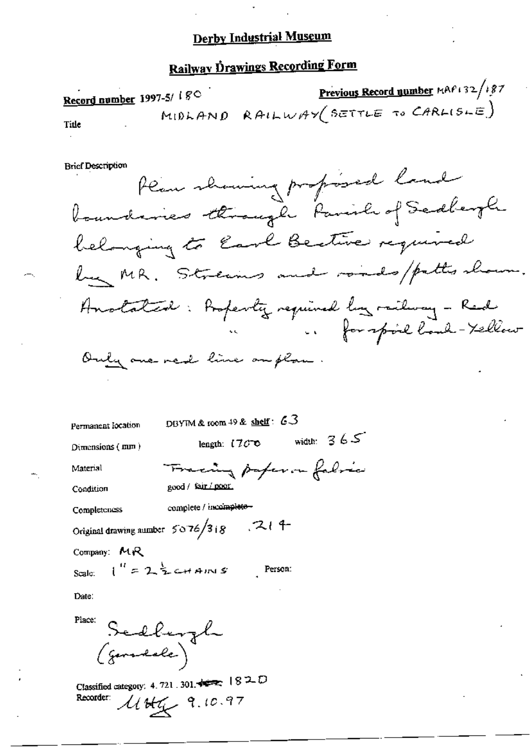# Derby Industrial Museum

## Railway Drawings Recording Form

**Record number** 1997-5/ 180

**Previous Record number** MAP132/187

**Title** MIDLAND RAILWAY (SETTLE TO CARLISLE)

**Brief Description**

Plan showing proposed land boundaries through Parish of Sedbergh belonging to Earl Bective required by MR. Streams and roads/paths shown.
Anotated: Property required by railway - Red
" " for spoil land - Yellow
Only one red line on plan.

Permanent location: DBYIM & room 49 & shelf: 63

Dimensions (mm): length: 1700 width: 365

Material: Tracing paper on fabric

Condition: good / fair / poor

Completeness: complete / ~~incomplete~~

Original drawing number: 5076/318 .214

Company: MR

Scale: 1" = 2½ CHAINS

Person:

Date:

Place: Sedbergh (Garsdale)

Classified category: 4. 721. 301. ~~1820~~ 182D

Recorder: MHG 9.10.97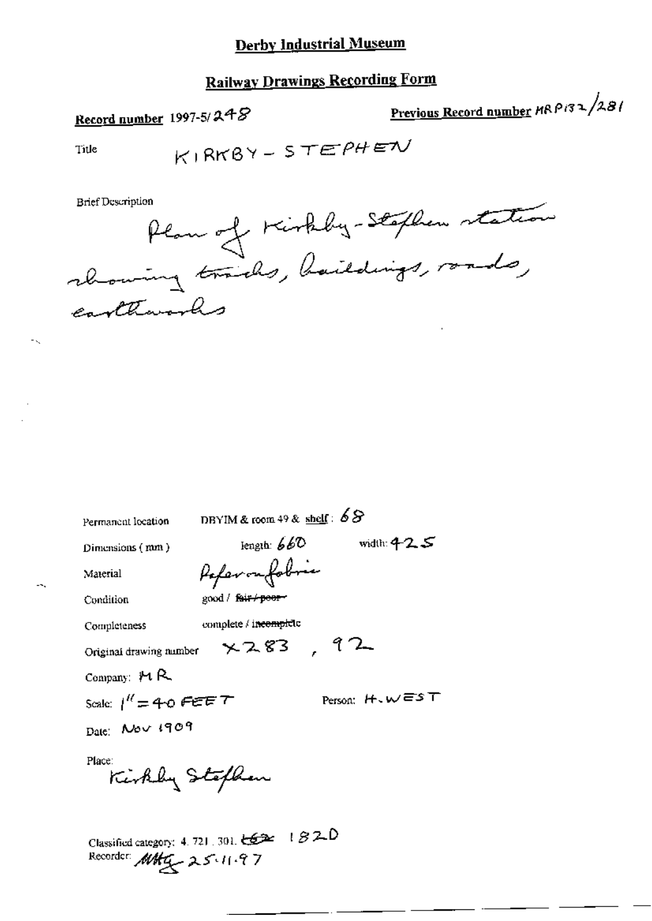# Derby Industrial Museum

## Railway Drawings Recording Form

**Record number** 1997-5/248

**Previous Record number** MRP132/281

Title KIRKBY-STEPHEN

Brief Description

Plan of Kirkby-Stephen station showing tracks, buildings, roads, earthworks

Permanent location DBYIM & room 49 & shelf: 68

Dimensions (mm) length: 660 width: 425

Material Paper on fabric

Condition good / ~~fair / poor~~

Completeness complete / ~~incomplete~~

Original drawing number X283, 92

Company: MR

Scale: 1" = 40 FEET

Person: H. WEST

Date: Nov 1909

Place: Kirkby Stephen

Classified category: 4. 721. 301. ~~L62~~ 182D

Recorder: MHG 25.11.97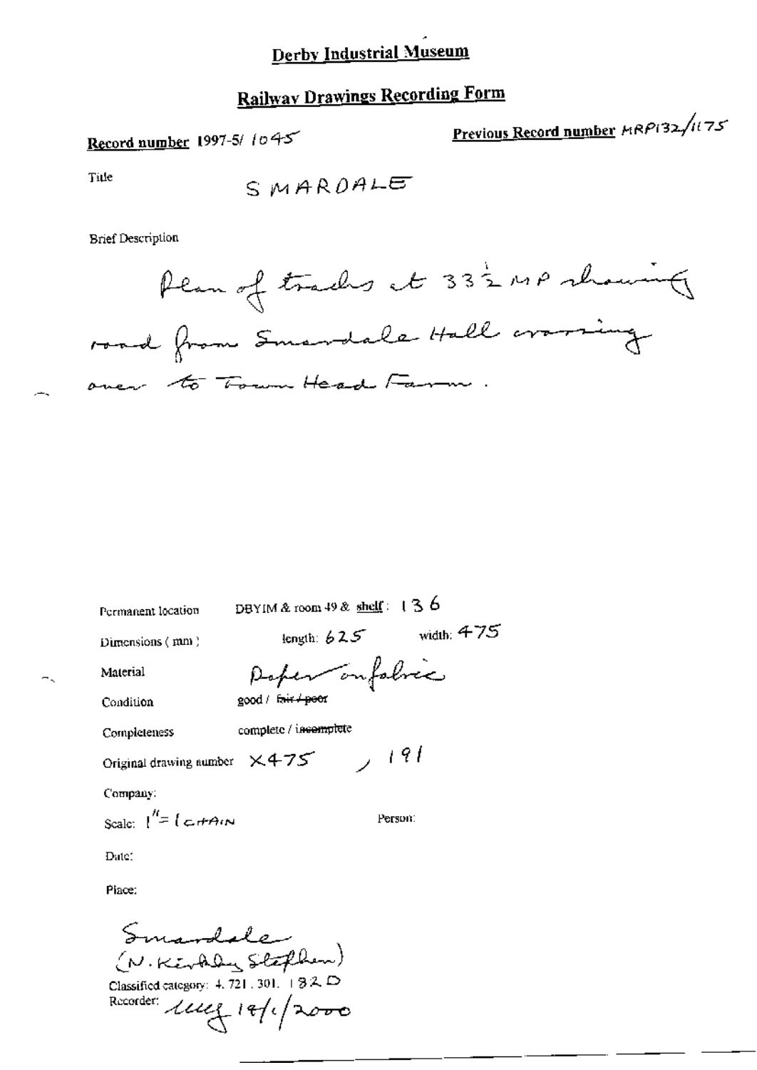# Derby Industrial Museum

## Railway Drawings Recording Form

**Record number** 1997-5/ 1045

**Previous Record number** MRP132/1175

Title

SMARDALE

Brief Description

Plan of tracks at 33½ MP showing road from Smardale Hall crossing over to Town Head Farm.

Permanent location DBYIM & room 49 & shelf: 136

Dimensions (mm) length: 625 width: 475

Material Paper on fabric

Condition good / ~~fair / poor~~

Completeness complete / ~~incomplete~~

Original drawing number X475 , 191

Company:

Scale: 1" = 1 CHAIN

Person:

Date:

Place:

Smardale (N. Kirkby Stephen)

Classified category: 4.721.301.132D

Recorder: uug 19/1/2000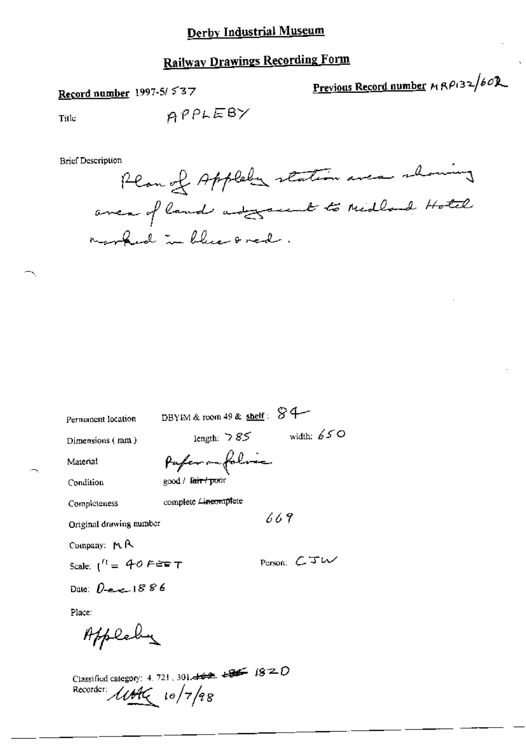# Derby Industrial Museum

## Railway Drawings Recording Form

**Record number** 1997-5/537

**Previous Record number** MRP132/602

Title APPLEBY

Brief Description

Plan of Appleby station area showing area of land adjacent to Midland Hotel marked in blue & red.

Permanent location DBYIM & room 49 & **shelf**: 84

Dimensions (mm) length: 785 width: 650

Material Paper on fabric

Condition good / ~~fair / poor~~

Completeness complete / ~~incomplete~~

Original drawing number 669

Company: MR

Scale: 1" = 40 FEET

Person: CJW

Date: Dec 1886

Place:

Appleby

Classified category: 4.721.301.~~___~~ ~~___~~ 182D

Recorder: UAC 10/7/98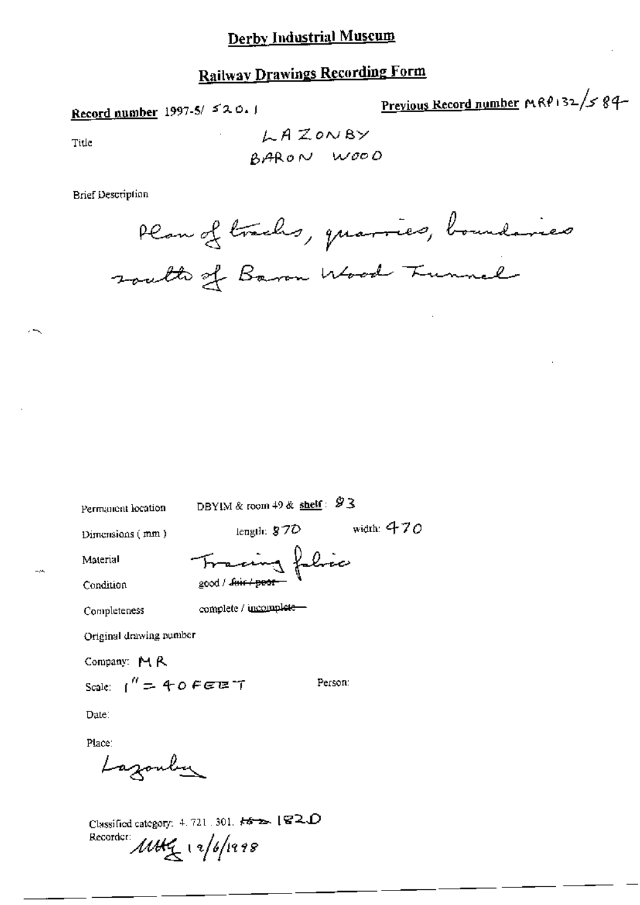# Derby Industrial Museum

## Railway Drawings Recording Form

**Record number** 1997-5/ 520.1

**Previous Record number** MRP132/584

Title

LAZONBY
BARON WOOD

Brief Description

Plan of tracks, quarries, boundaries south of Baron Wood Tunnel

Permanent location DBYIM & room 49 & **shelf**: 93

Dimensions (mm) length: 870 width: 470

Material Tracing fabric

Condition good / ~~fair / poor~~

Completeness complete / ~~incomplete~~

Original drawing number

Company: MR

Scale: 1" = 40 FEET Person:

Date:

Place:

Lazonby

Classified category: 4.721.301. ~~HS~~ 1820

Recorder: MHG 12/6/1998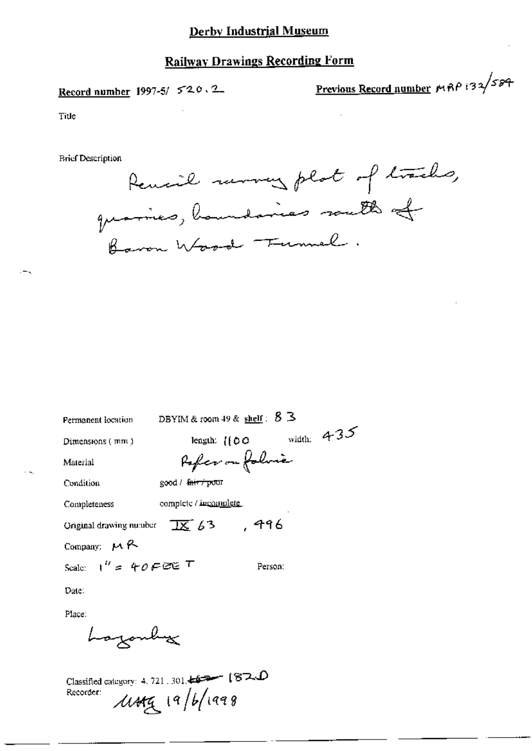# Derby Industrial Museum

## Railway Drawings Recording Form

**Record number** 1997-5/ 520.2

**Previous Record number** MRP 132/584

Title

Brief Description

Pencil survey plot of tracks, quarries, boundaries south of Baron Wood Tunnel.

Permanent location: DBYIM & room 49 & **shelf**: 83

Dimensions (mm): length: 1100 width: 435

Material: Paper on fabric

Condition: good / ~~fair / poor~~

Completeness: complete / incomplete

Original drawing number: IX 63, 496

Company: MR

Scale: 1" = 40 FEET

Person:

Date:

Place:

Lazonby

Classified category: 4. 721. 301. ~~165~~ 182.D

Recorder: MAG 19/6/1998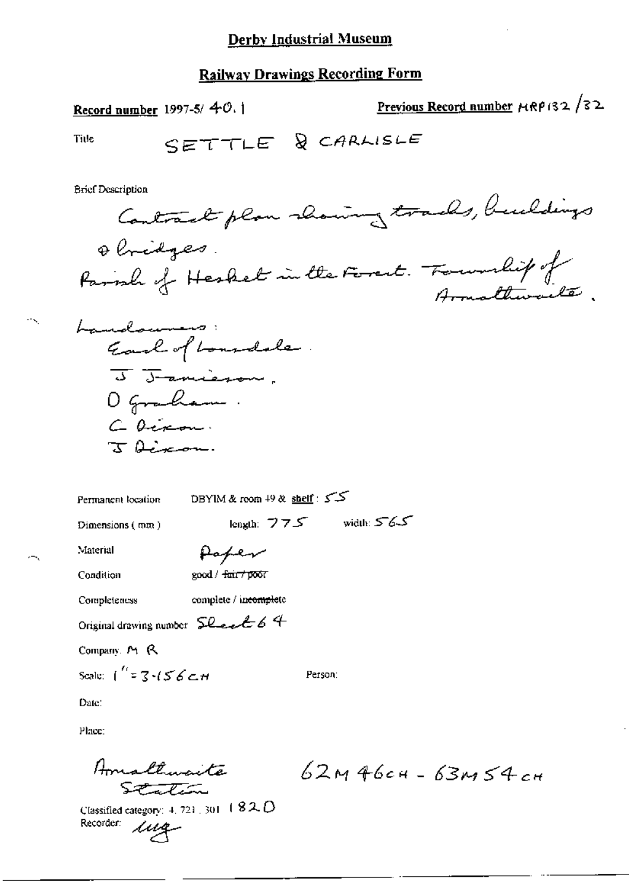# Derby Industrial Museum

## Railway Drawings Recording Form

**Record number** 1997-5/ 40. 1

**Previous Record number** MRP132 /32

Title SETTLE & CARLISLE

Brief Description

Contract plan showing tracks, buildings & bridges.
Parish of Hesket in the Forest. Township of Armathwaite.

Landowners:
Earl of Lonsdale.
J Jamieson.
O Graham.
C Dixon.
J Dixon.

Permanent location DBYIM & room 49 & **shelf**: 55

Dimensions (mm) length: 775 width: 565

Material Paper

Condition good / ~~fair / poor~~

Completeness complete / ~~incomplete~~

Original drawing number Sheet 64

Company: M R

Scale: 1" = 3·156 CH

Person:

Date:

Place:

Armathwaite Station 62M 46CH - 63M 54CH

Classified category: 4. 721. 301 1820

Recorder: ug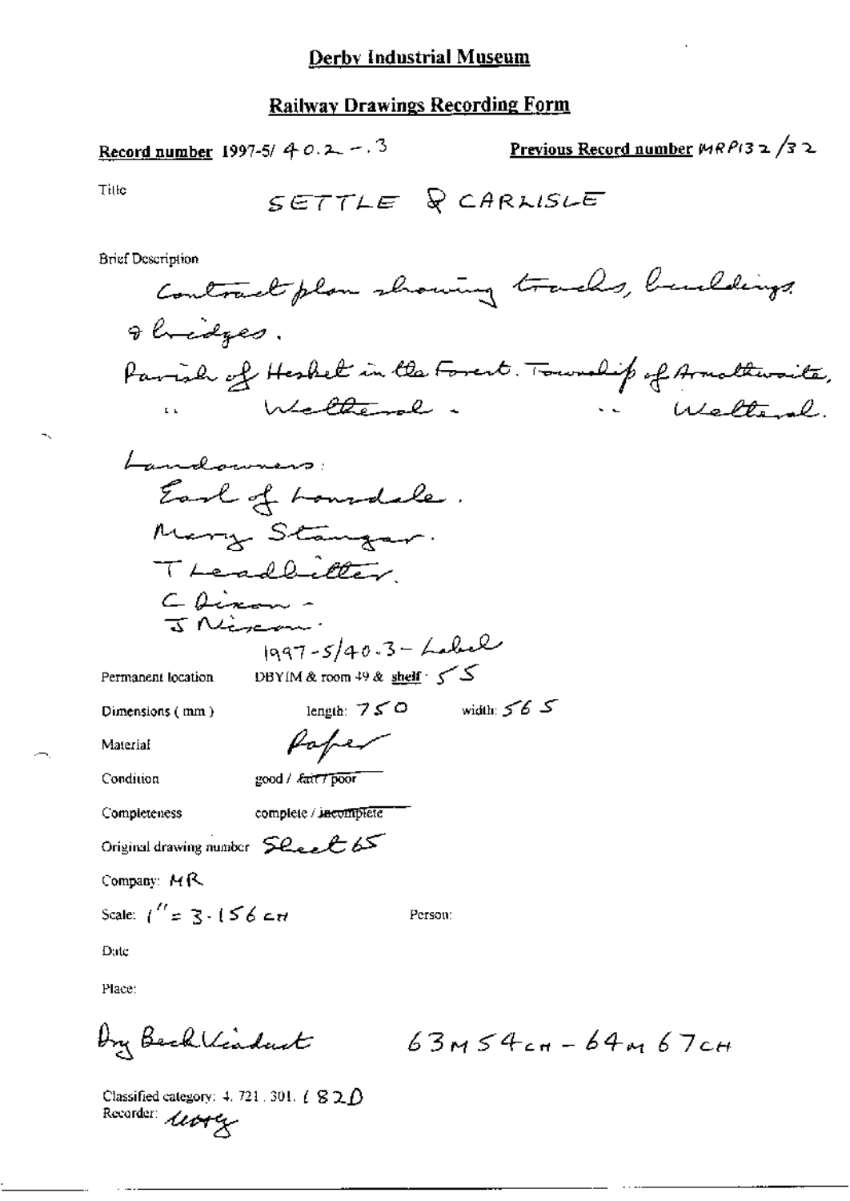# Derby Industrial Museum

## Railway Drawings Recording Form

**Record number** 1997-5/ 40.2 - .3

**Previous Record number** MRP132/32

Title SETTLE & CARLISLE

Brief Description

Contract plan showing tracks, buildings & bridges.

Parish of Hesket in the Forest. Township of Armathwaite,

" Wetheral . " Wetheral.

Landowners:

Earl of Lonsdale.

Mary Stangar.

T Leadbitter.

C Dixon -

J Nixon.

1997-5/40.3 - Label

Permanent location DBYIM & room 49 & shelf : 55

Dimensions (mm) length: 750 width: 565

Material Paper

Condition good / ~~fair / poor~~

Completeness complete / ~~incomplete~~

Original drawing number Sheet 65

Company: MR

Scale: 1" = 3.156 CH

Person:

Date

Place:

Dry Beck Viaduct 63M 54CH - 64M 67CH

Classified category: 4. 721. 301. (82D)

Recorder: uorg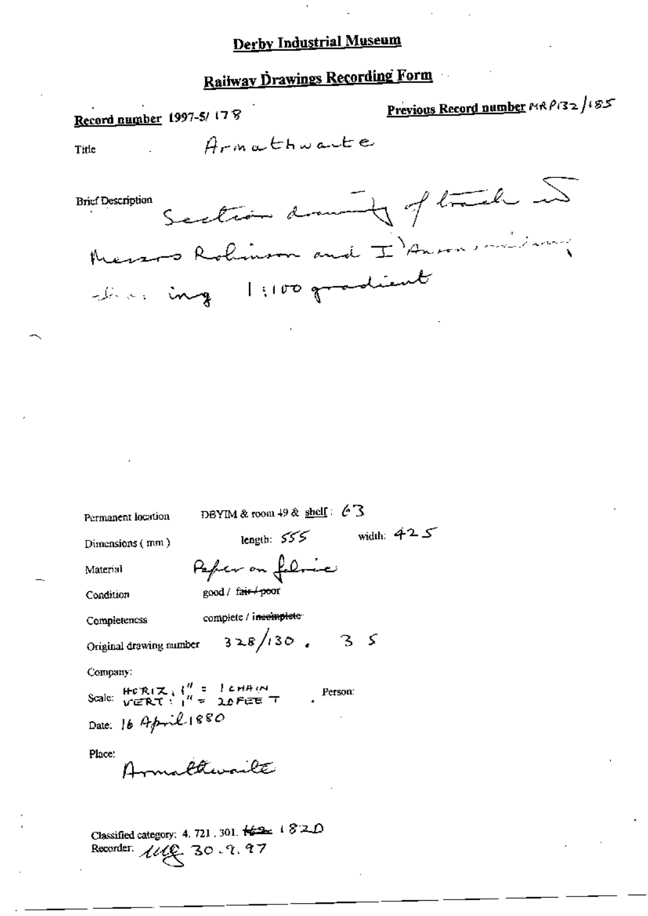# Derby Industrial Museum

## Railway Drawings Recording Form

**Record number** 1997-5/178

**Previous Record number** MRP132/185

Title: Armathwaite

Brief Description: Section drawing of track in Messrs Robinson and I'Anson's ... showing 1:100 gradient

Permanent location: DBYIM & room 49 & shelf: 63

Dimensions (mm): length: 555 width: 425

Material: Paper on fabric

Condition: good / ~~fair / poor~~

Completeness: complete / ~~incomplete~~

Original drawing number: 328/130. 35

Company:

Scale: HORIZ: 1" = 1 CHAIN VERT: 1" = 20 FEET

Person:

Date: 16 April 1880

Place: Armathwaite

Classified category: 4.721.301. ~~162~~ 1820

Recorder: WG 30.9.97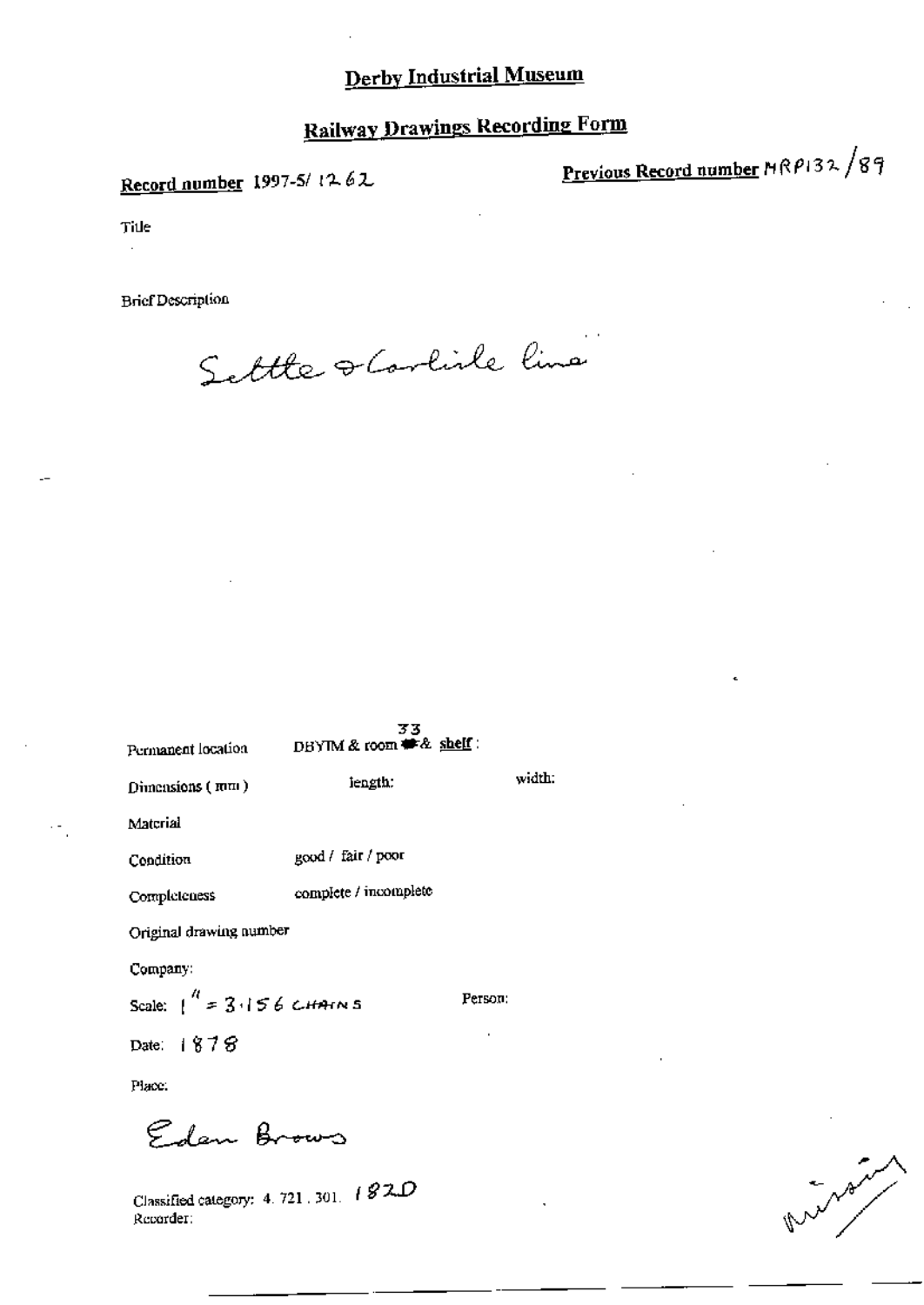# Derby Industrial Museum

## Railway Drawings Recording Form

**Record number** 1997-5/ 1262

**Previous Record number** MRP132/89

Title

Brief Description

Settle & Carlisle line

Permanent location DBYIM & room 33 & **shelf** :

Dimensions (mm) length: width:

Material

Condition good / fair / poor

Completeness complete / incomplete

Original drawing number

Company:

Scale: 1" = 3.156 CHAINS Person:

Date: 1878

Place:

Eden Brows

Classified category: 4. 721. 301. 1820

Recorder:

missing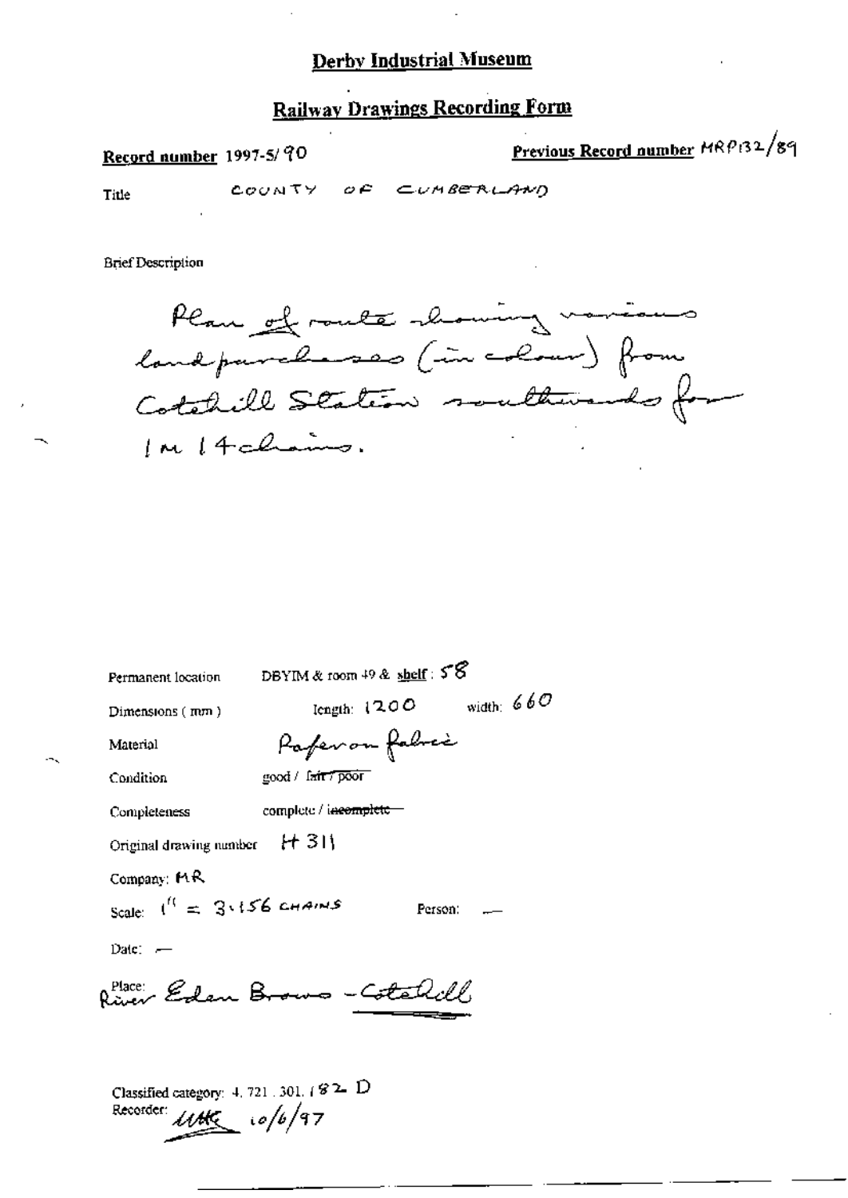# Derby Industrial Museum

## Railway Drawings Recording Form

**Record number** 1997-5/90

**Previous Record number** MRP132/89

Title COUNTY OF CUMBERLAND

Brief Description

Plan of route showing various land purchases (in colour) from Cotehill Station southwards for 1m 14 chains.

Permanent location DBYIM & room 49 & shelf: 58

Dimensions (mm) length: 1200 width: 660

Material Paper on fabric

Condition good / ~~fair / poor~~

Completeness complete / ~~incomplete~~

Original drawing number H 311

Company: MR

Scale: 1" = 3.156 CHAINS Person: —

Date: —

Place: River Eden Brows - Cotehill

Classified category: 4.721.301.182 D

Recorder: UHK 10/6/97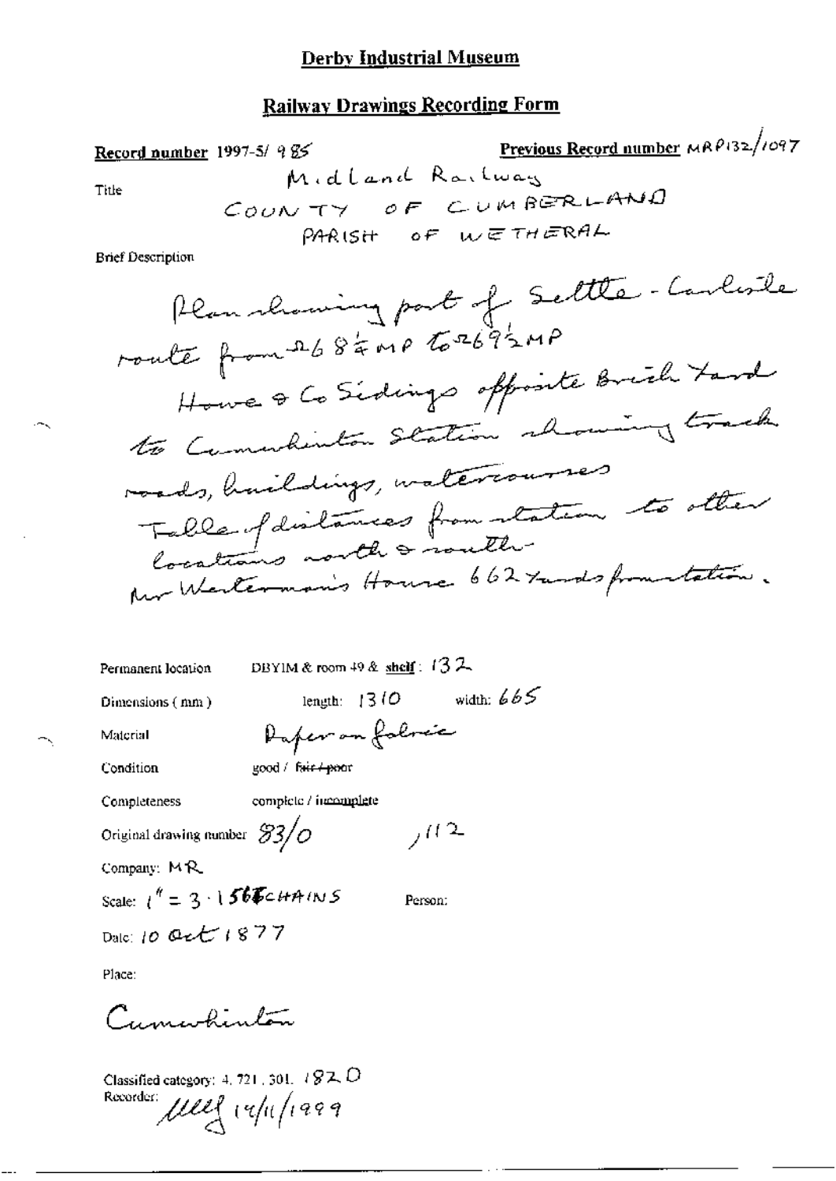# Derby Industrial Museum

## Railway Drawings Recording Form

**Record number** 1997-5/ 985

**Previous Record number** MRP132/1097

Title

Midland Railway
COUNTY OF CUMBERLAND
PARISH OF WETHERAL

Brief Description

Plan showing part of Settle - Carlisle route from 268¾ MP to 269½ MP
Howe & Co Sidings opposite Brick Yard to Cumwhinton Station showing track roads, buildings, watercourses
Table of distances from station to other locations north & south.
Mr Westerman's House 662 Yards from station.

Permanent location: DBYIM & room 49 & **shelf**: 132

Dimensions (mm): length: 1310 width: 665

Material: Paper on fabric

Condition: good / ~~fair / poor~~

Completeness: complete / incomplete

Original drawing number: 83/0 ,112

Company: MR

Scale: 1" = 3·156 CHAINS

Person:

Date: 10 Oct 1877

Place:

Cumwhinton

Classified category: 4. 721. 301. 182 O

Recorder: [illegible signature] 12/11/1999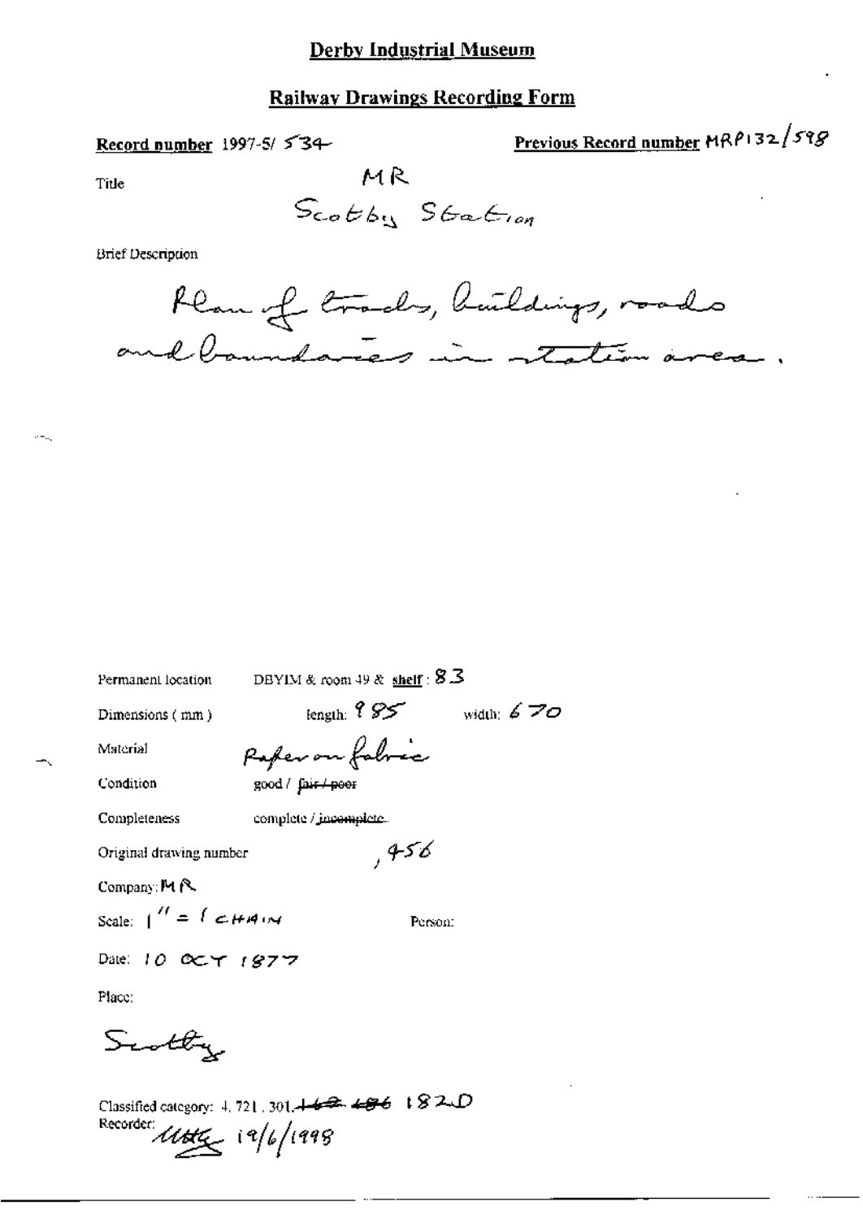## Derby Industrial Museum

## Railway Drawings Recording Form

**Record number** 1997-5/ 534

**Previous Record number** MRP132/598

Title

MR
Scotby Station

Brief Description

Plan of tracks, buildings, roads and boundaries in station area.

Permanent location DBYIM & room 49 & **shelf** : 83

Dimensions (mm) length: 985 width: 670

Material Paper on fabric

Condition good / ~~fair / poor~~

Completeness complete / ~~incomplete~~

Original drawing number , 456

Company: MR

Scale: 1" = 1 CHAIN Person:

Date: 10 OCT 1877

Place:

Scotby

Classified category: 4, 721, 301, ~~162~~ ~~186~~ 182D

Recorder: [illegible signature] 19/6/1998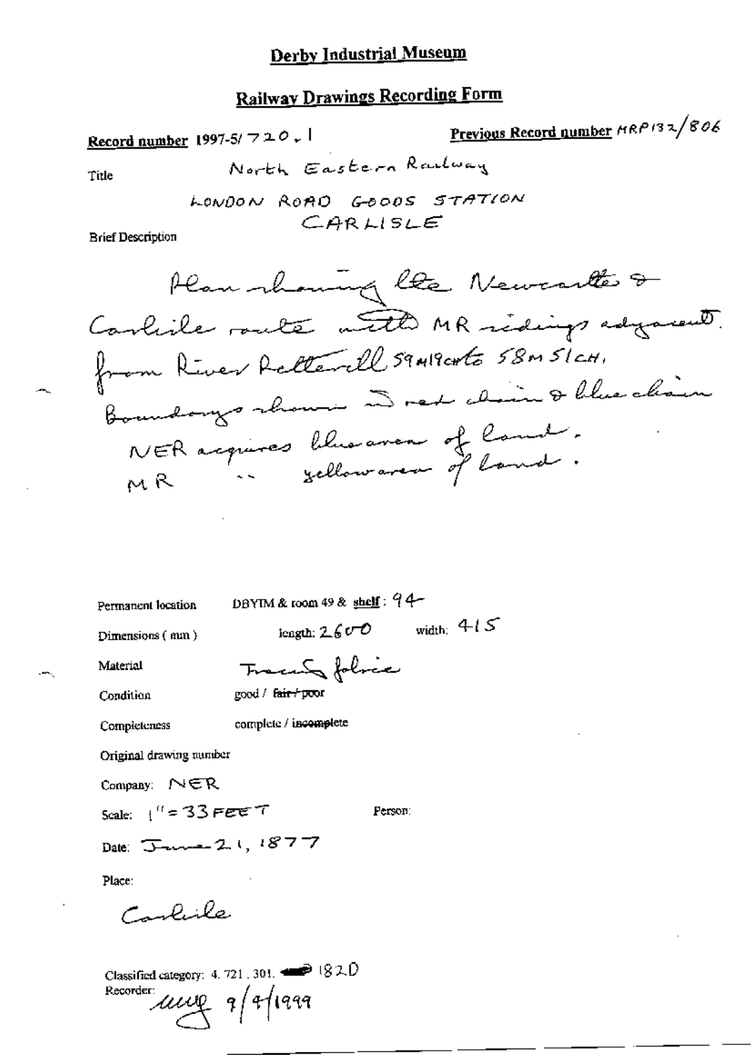# Derby Industrial Museum

## Railway Drawings Recording Form

**Record number** 1997-5/720.1

**Previous Record number** MRP132/806

Title

North Eastern Railway

LONDON ROAD GOODS STATION
CARLISLE

Brief Description

Plan showing the Newcastle & Carlisle route with MR sidings adjacent. from River Petterill 59m19chs to 58m51ch. Boundarys shown in red chain & blue chain. NER acquires blue area of land. MR " yellow area of land.

Permanent location DBYIM & room 49 & shelf: 94

Dimensions (mm) length: 2600 width: 415

Material Tracing fabric

Condition good / ~~fair / poor~~

Completeness complete / ~~incomplete~~

Original drawing number

Company: NER

Scale: 1" = 33 FEET

Person:

Date: June 21, 1877

Place:

Carlisle

Classified category: 4. 721. 301. 1820

Recorder: uuy 9/4/1999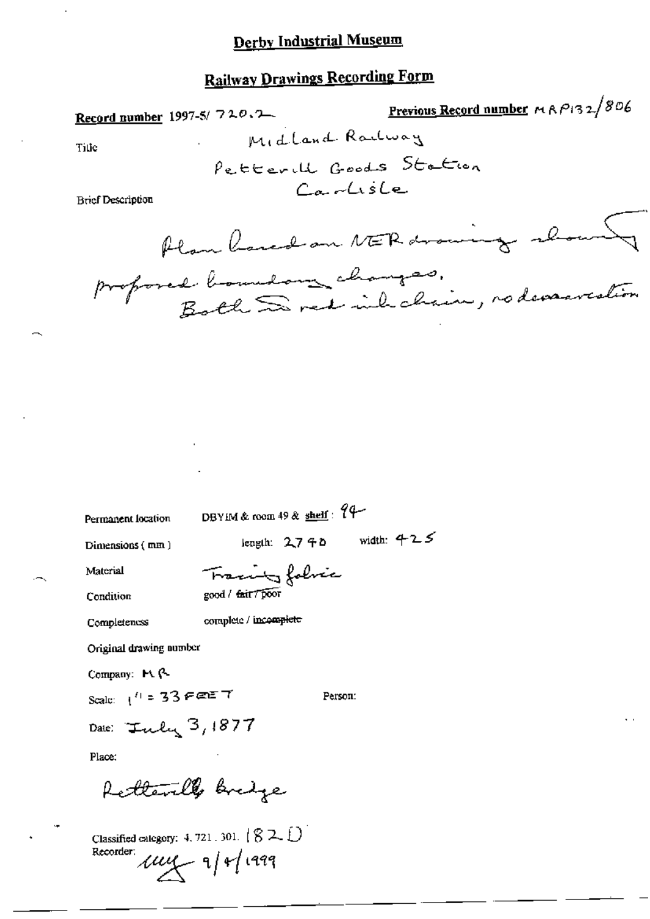# Derby Industrial Museum

## Railway Drawings Recording Form

**Record number** 1997-5/ 720.2

**Previous Record number** MRP132/806

Title

Midland Railway
Petterill Goods Station
Carlisle

Brief Description

Plan based on NER drawing showing proposed boundary changes.
Both in red ink chain, no demarcation

Permanent location DBYIM & room 49 & ~~shelf~~ : 94

Dimensions (mm) length: 2740 width: 425

Material Tracing fabric

Condition good / ~~fair / poor~~

Completeness complete / ~~incomplete~~

Original drawing number

Company: MR

Scale: 1" = 33 FEET

Person:

Date: July 3, 1877

Place:

Petterill Bridge

Classified category: 4. 721. 301. 182D

Recorder: mg 9/4/1999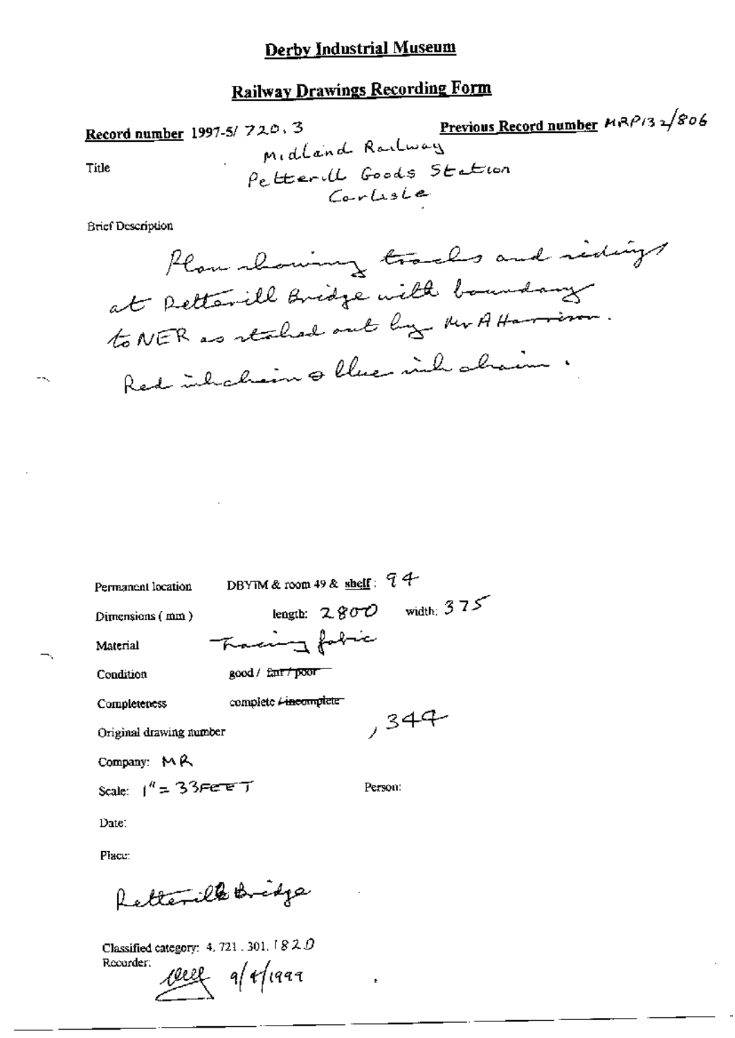# Derby Industrial Museum

## Railway Drawings Recording Form

**Record number** 1997-5/ 720.3

**Previous Record number** MRP132/806

Title: Midland Railway Petterill Goods Station Carlisle

Brief Description

Plan showing tracks and sidings at Petterill Bridge with boundary to NER as staked out by Mr A Harrison. Red ink chain & blue ink chain.

Permanent location: DBYIM & room 49 & shelf: 94

Dimensions (mm): length: 2800 width: 375

Material: Tracing fabric

Condition: good / ~~fair / poor~~

Completeness: complete / ~~incomplete~~

Original drawing number: , 349

Company: MR

Scale: 1" = 33FEET

Person:

Date:

Place:

Petterill Bridge

Classified category: 4. 721. 301. 1820

Recorder: [signature] 9/4/1999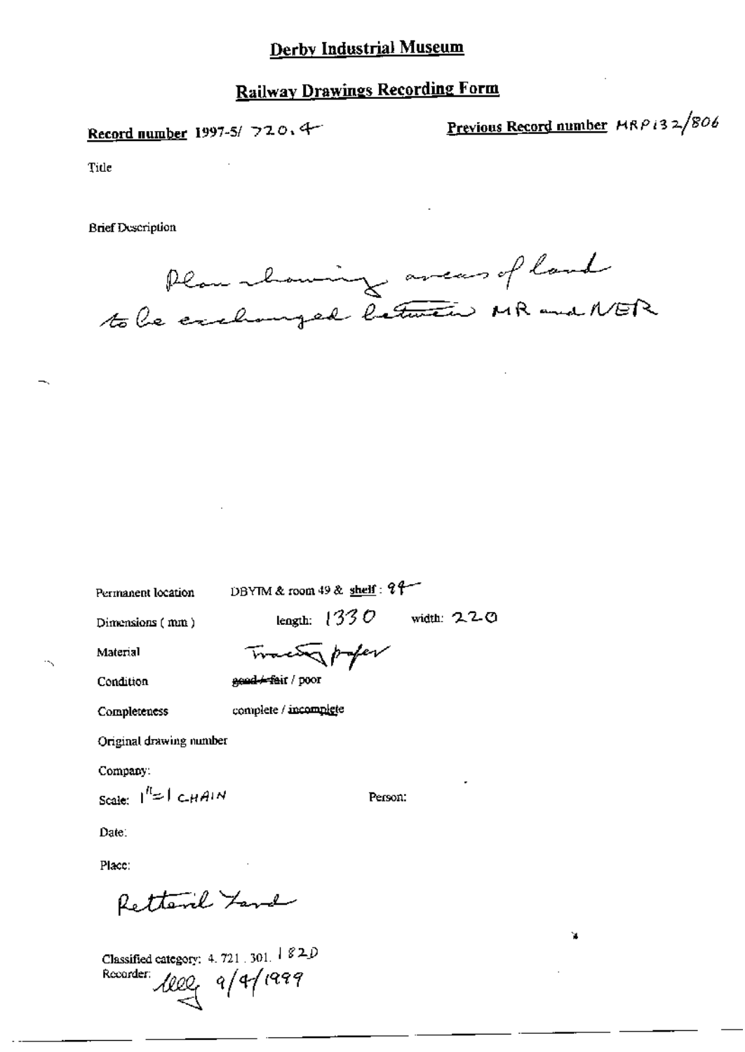# Derby Industrial Museum

## Railway Drawings Recording Form

**Record number** 1997-5/ 720.4

**Previous Record number** MRP132/806

Title

Brief Description

Plan showing areas of land to be exchanged between MR and NER

Permanent location DBYIM & room 49 & shelf : 99

Dimensions ( mm ) length: 1330 width: 220

Material Tracing paper

Condition ~~good / fair~~ / poor

Completeness complete / incomplete

Original drawing number

Company:

Scale: 1" = 1 CHAIN

Person:

Date:

Place:

Rettenil Yard

Classified category: 4. 721 . 301. 182D

Recorder: lll 9/4/1999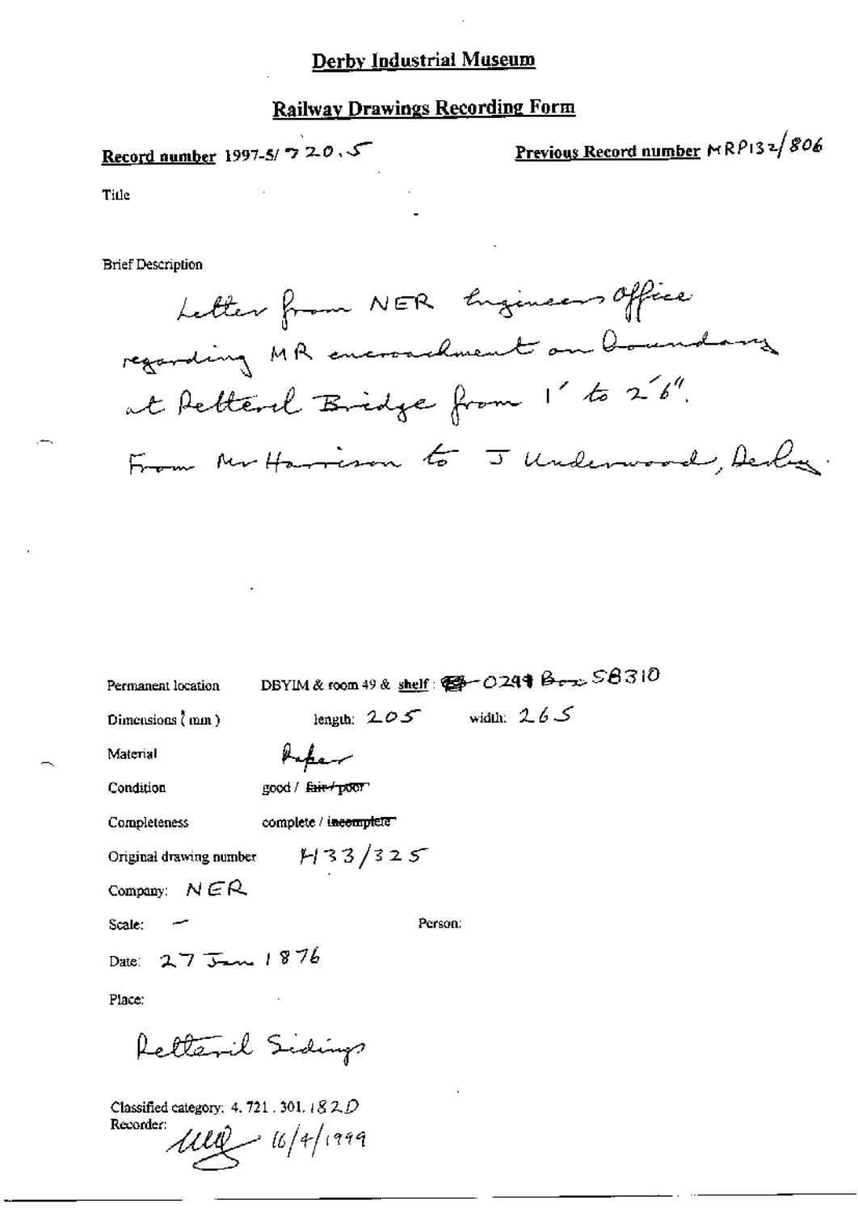# Derby Industrial Museum

## Railway Drawings Recording Form

**Record number** 1997-5/ 720.5

**Previous Record number** MRP132/806

Title

Brief Description

Letter from NER Engineers Office regarding MR encroachment on boundary at Retteril Bridge from 1' to 2'6".
From Mr Harrison to J Underwood, Derby.

Permanent location: DBYIM & room 49 & shelf: ~~49~~ - 0299 Box 58310

Dimensions (mm): length: 205 width: 265

Material: Paper

Condition: good / ~~fair / poor~~

Completeness: complete / ~~incomplete~~

Original drawing number: H33/325

Company: NER

Scale: —

Person:

Date: 27 Jan 1876

Place:

Retteril Sidings

Classified category: 4. 721. 301. 182.D

Recorder: MW 16/4/1999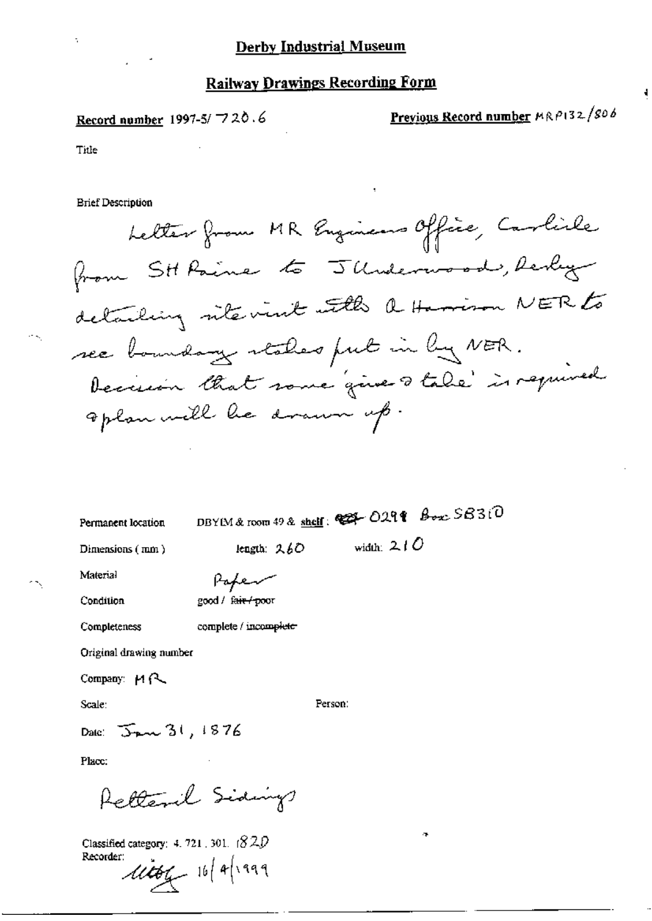# Derby Industrial Museum

## Railway Drawings Recording Form

**Record number** 1997-5/ 720.6

**Previous Record number** MRP132/806

Title

Brief Description

Letter from MR Engineers Office, Carlisle from SH Raine to J Underwood, Derby detailing site visit with A Harrison NER to see boundary stakes put in by NER. Decision that some 'give & take' is required & plan will be drawn up.

Permanent location: DBYIM & room 49 & shelf: ~~~~ 0291 Box SB310

Dimensions (mm): length: 260 width: 210

Material: Paper

Condition: good / ~~fair / poor~~

Completeness: complete / ~~incomplete~~

Original drawing number

Company: MR

Scale:

Person:

Date: Jan 31, 1876

Place:

Petteril Sidings

Classified category: 4. 721. 301. 1820

Recorder: ~~~~ 16/4/1999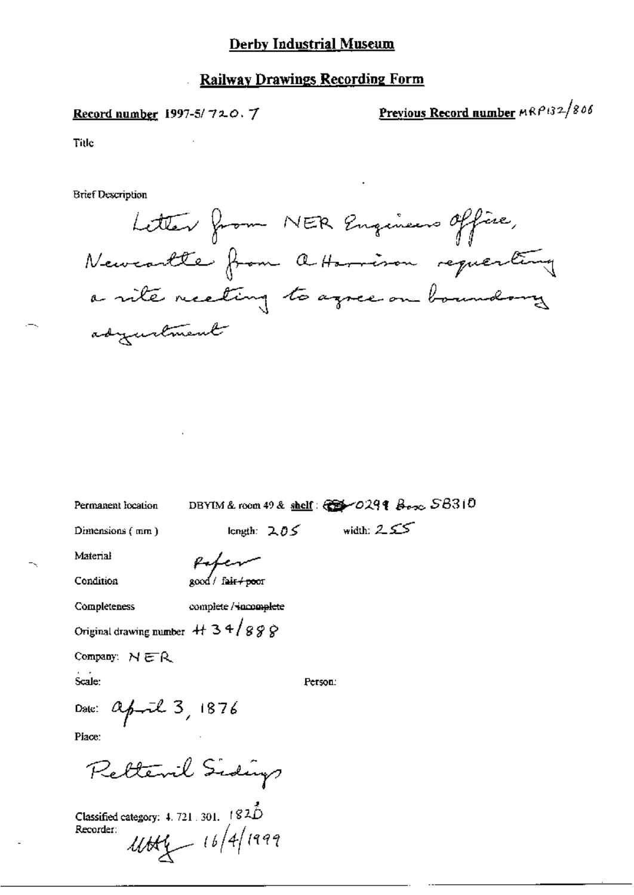# Derby Industrial Museum

## Railway Drawings Recording Form

**Record number** 1997-5/720.7

**Previous Record number** MRP132/806

Title

Brief Description

Letter from NER Engineers Office, Newcastle from A Harrison requesting a site meeting to agree on boundary adjustment

Permanent location: DBYIM & room 49 & shelf: 0299 Box SB310

Dimensions (mm) length: 205 width: 255

Material: Paper

Condition: good / ~~fair / poor~~

Completeness: complete / ~~incomplete~~

Original drawing number: H 34/888

Company: NER

Scale:

Person:

Date: April 3, 1876

Place:

Retteril Sidings

Classified category: 4.721.301. 182D

Recorder: UtHY 16/4/1999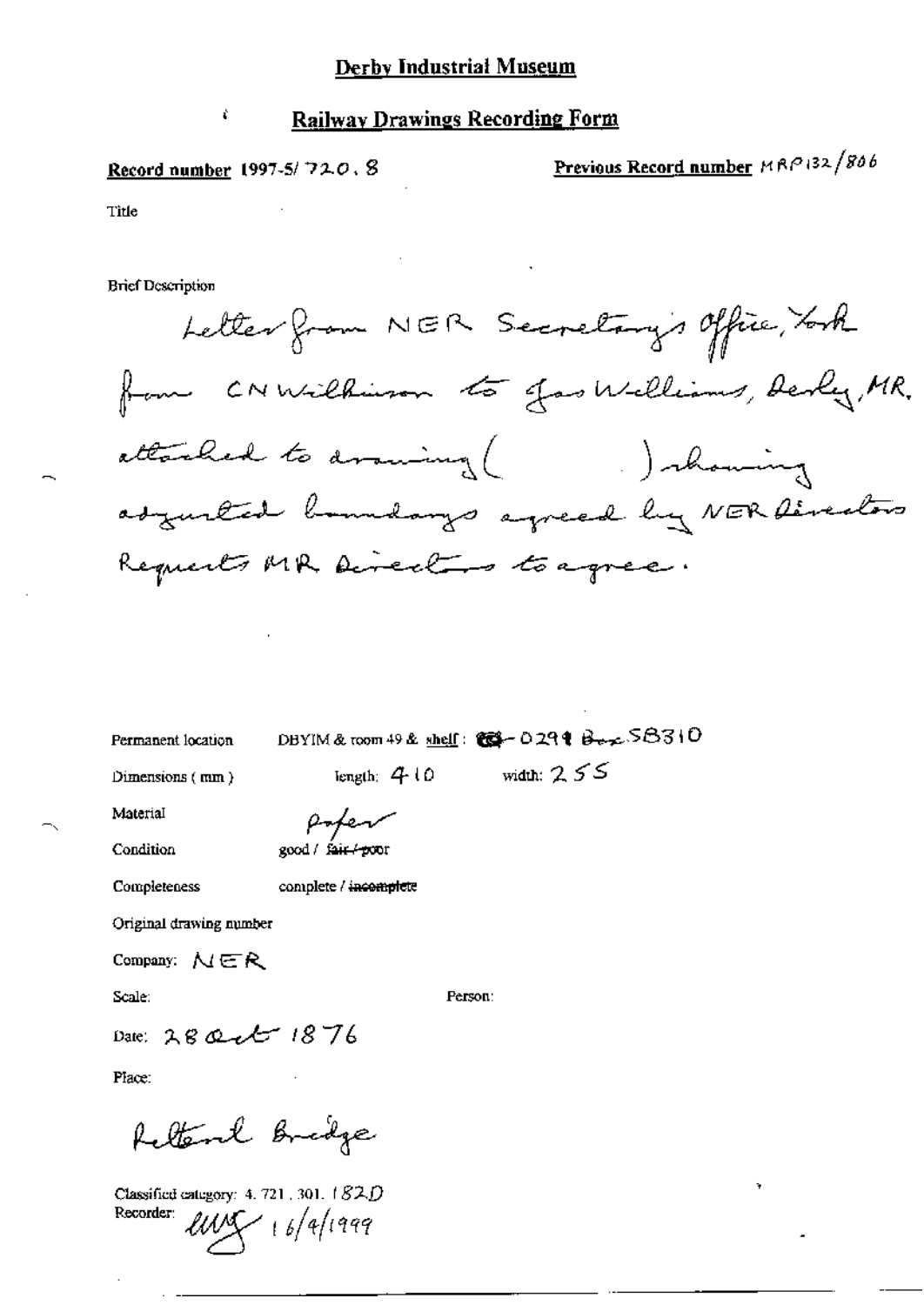# Derby Industrial Museum

## Railway Drawings Recording Form

**Record number** 1997-5/ 720. 8

**Previous Record number** MRP132/806

Title

Brief Description

Letter from NER Secretary's Office, York from CN Wilkinson to Jas Williams, Derby, MR. attached to drawing (      ) showing adjusted boundarys agreed by NER Directors Requests MR Directors to agree.

Permanent location: DBYIM & room 49 & shelf: ~~C4~~- 0291 ~~Box~~ SB310

Dimensions (mm): length: 410 width: 255

Material: paper

Condition: good / ~~fair / poor~~

Completeness: complete / ~~incomplete~~

Original drawing number

Company: NER

Scale:

Person:

Date: 28 Oct 1876

Place:

Pelterd Bridge

Classified category: 4. 721. 301. 182D

Recorder: [initials] 16/4/1999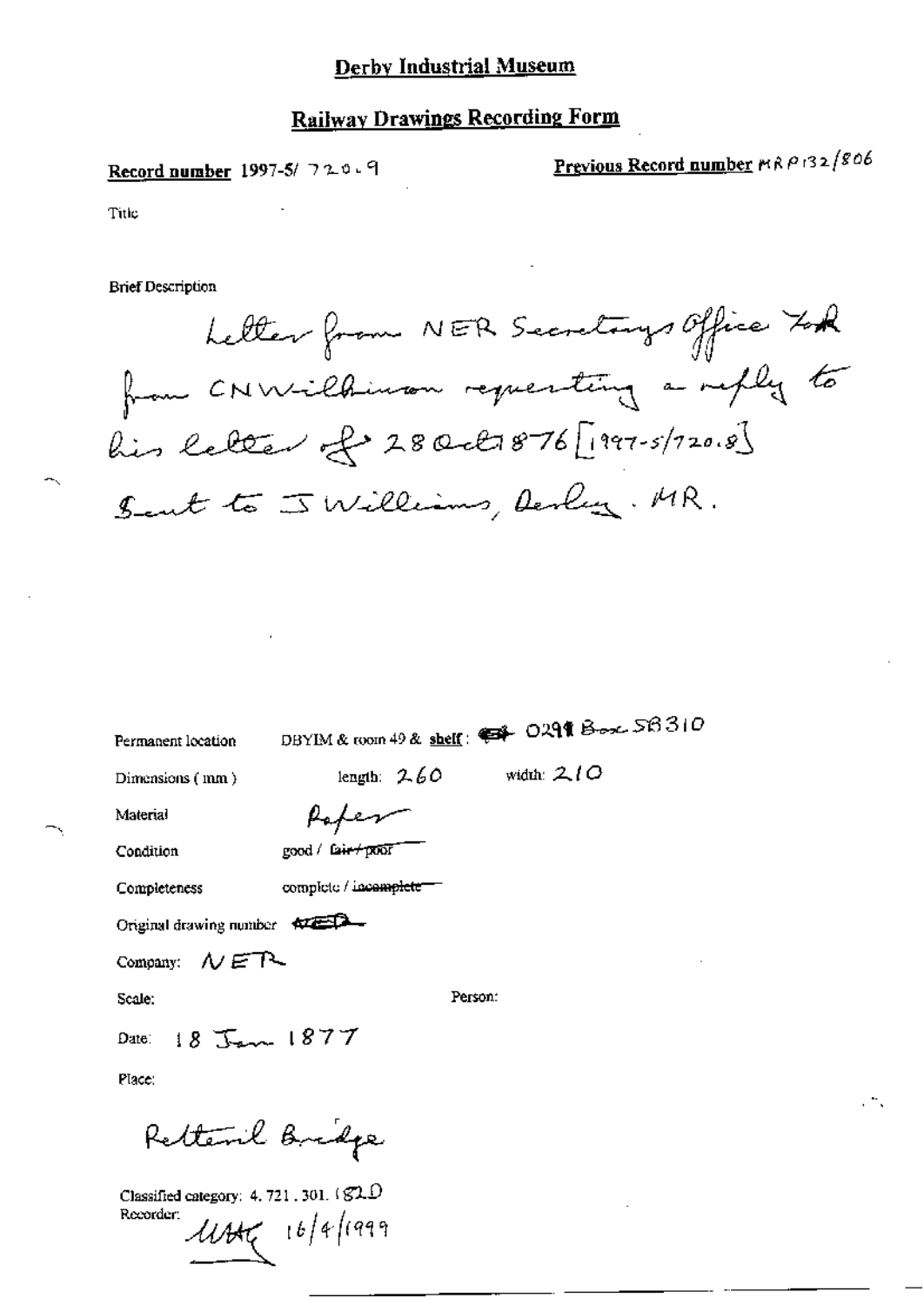# Derby Industrial Museum

## Railway Drawings Recording Form

**Record number** 1997-5/ 720.9

**Previous Record number** MRP132/806

Title

Brief Description

Letter from NER Secretarys Office York from CN Wilkinson requesting a reply to his letter of 28 Oct 1876 [1997-5/720.8] Sent to J Williams, Derby. MR.

Permanent location: DBYIM & room 49 & shelf: 0291 Box 58310

Dimensions (mm) length: 260 width: 210

Material: Paper

Condition: good / ~~fair / poor~~

Completeness: complete / ~~incomplete~~

Original drawing number: ~~NED~~

Company: NER

Scale:

Person:

Date: 18 Jan 1877

Place:

Rettenil Bridge

Classified category: 4.721.301. (82D

Recorder: MAG 16/4/1999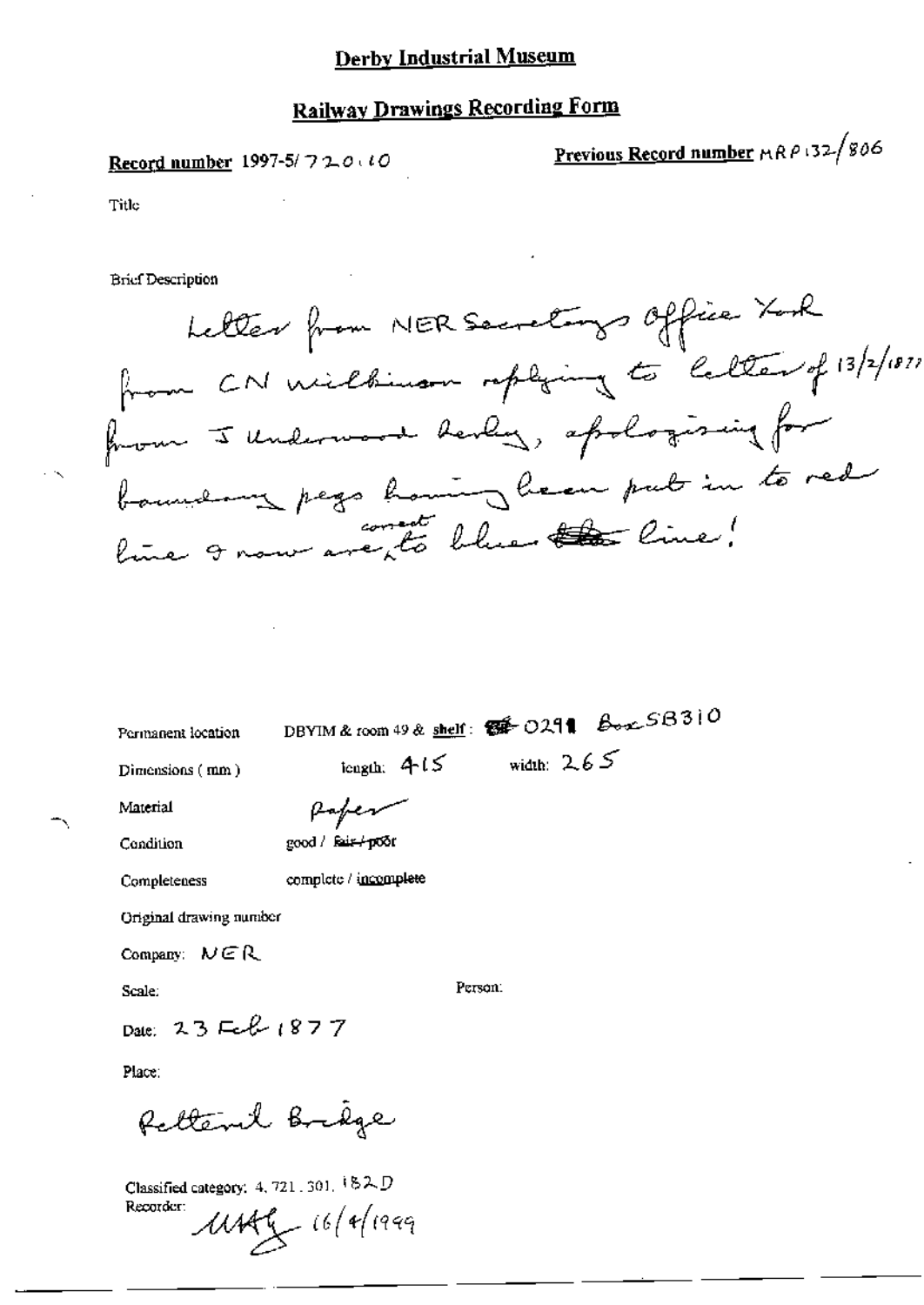# Derby Industrial Museum

## Railway Drawings Recording Form

**Record number** 1997-5/720.10

**Previous Record number** MRP132/806

Title

Brief Description

Letter from NER Secretary's Office York from CN Wilkinson replying to letter of 13/2/1877 from J Underwood Derby, apologising for boundary pegs having been put in to red line & now are correct to blue ~~the~~ line!

Permanent location: DBYIM & room 49 & **shelf**: ~~SB~~ 0291 Box SB310

Dimensions (mm): length: 415 width: 265

Material: Paper

Condition: good / ~~fair / poor~~

Completeness: complete / incomplete

Original drawing number

Company: NER

Scale:

Person:

Date: 23 Feb 1877

Place:

Pelterail Bridge

Classified category: 4.721.301.182D

Recorder: MAG 16/4/1999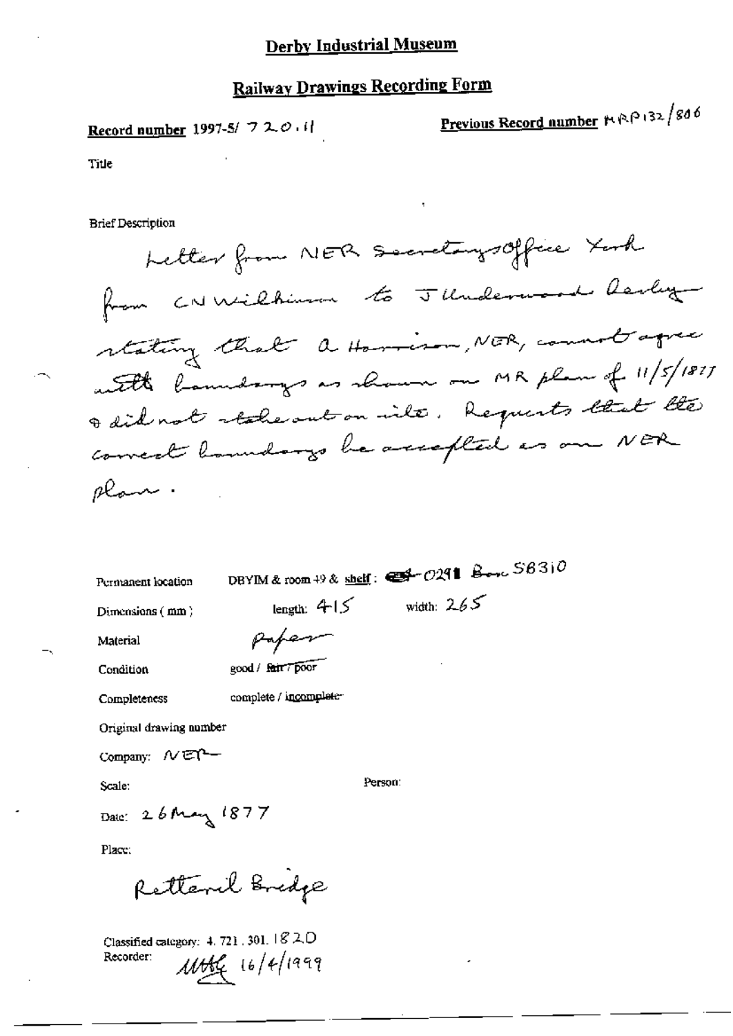# Derby Industrial Museum

## Railway Drawings Recording Form

**Record number** 1997-5/ 720.11

**Previous Record number** MRP132/806

Title

Brief Description

Letter from NER Secretary's office York from CN Wilkinson to J Underwood Derby stating that A Harrison, NER, cannot agree with boundarys as shown on MR plan of 11/5/1877 & did not stake out on site. Requests that the correct boundarys be accepted as on NER plan.

Permanent location DBYIM & room 49 & shelf: 0291 Box 58310

Dimensions (mm) length: 415 width: 265

Material Paper

Condition good / ~~fair / poor~~

Completeness complete / ~~incomplete~~

Original drawing number

Company: NER

Scale:

Person:

Date: 26 May 1877

Place:

Retford Bridge

Classified category: 4.721.301.1820

Recorder: MHG 16/4/1999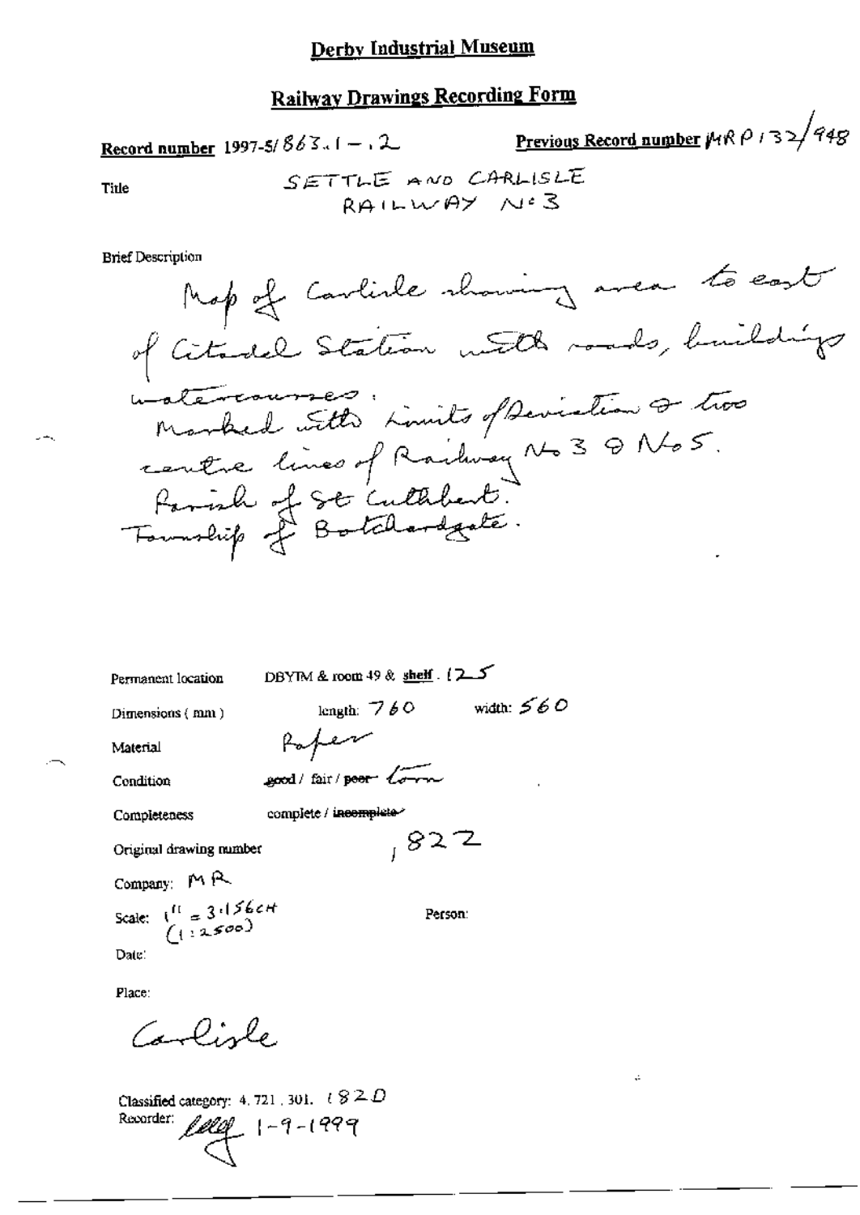# Derby Industrial Museum

## Railway Drawings Recording Form

**Record number** 1997-5/863.1 – .2

**Previous Record number** MRP132/948

**Title** SETTLE AND CARLISLE RAILWAY No3

**Brief Description**

Map of Carlisle showing area to east of Citadel Station with roads, buildings watercourses: Marked with Limits of Deviation & two centre lines of Railway No 3 & No 5. Parish of St Cuthbert. Township of Botchardgate.

Permanent location: DBYIM & room 49 & shelf. 125

Dimensions (mm): length: 760 width: 560

Material: Paper

Condition: good / fair / ~~poor~~ torn

Completeness: complete / ~~incomplete~~

Original drawing number: 822

Company: MR

Scale: 1" = 3.156CH (1:2500)

Person:

Date:

Place:

Carlisle

Classified category: 4.721.301. 182D

Recorder: [signature] 1-9-1999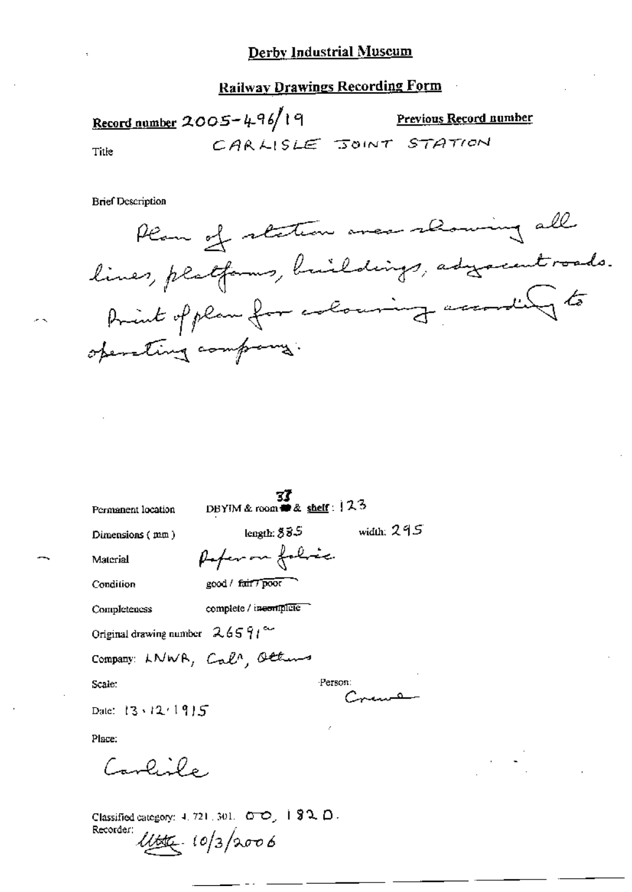# Derby Industrial Museum

## Railway Drawings Recording Form

**Record number** 2005-496/19 **Previous Record number**

Title CARLISLE JOINT STATION

Brief Description

Plan of station area showing all lines, platforms, buildings, adjacent roads. Print of plan for colouring according to operating company.

Permanent location DBYIM & room 37 & shelf: 123

Dimensions (mm) length: 885 width: 295

Material Paper on fabric

Condition good / ~~fair / poor~~

Completeness complete / ~~incomplete~~

Original drawing number 26591a

Company: LNWR, Cal^r, Others

Scale: Person: Crewe

Date: 13.12.1915

Place:

Carlisle

Classified category: 4.721.301. OO, 182 D.

Recorder: Utte 10/3/2006